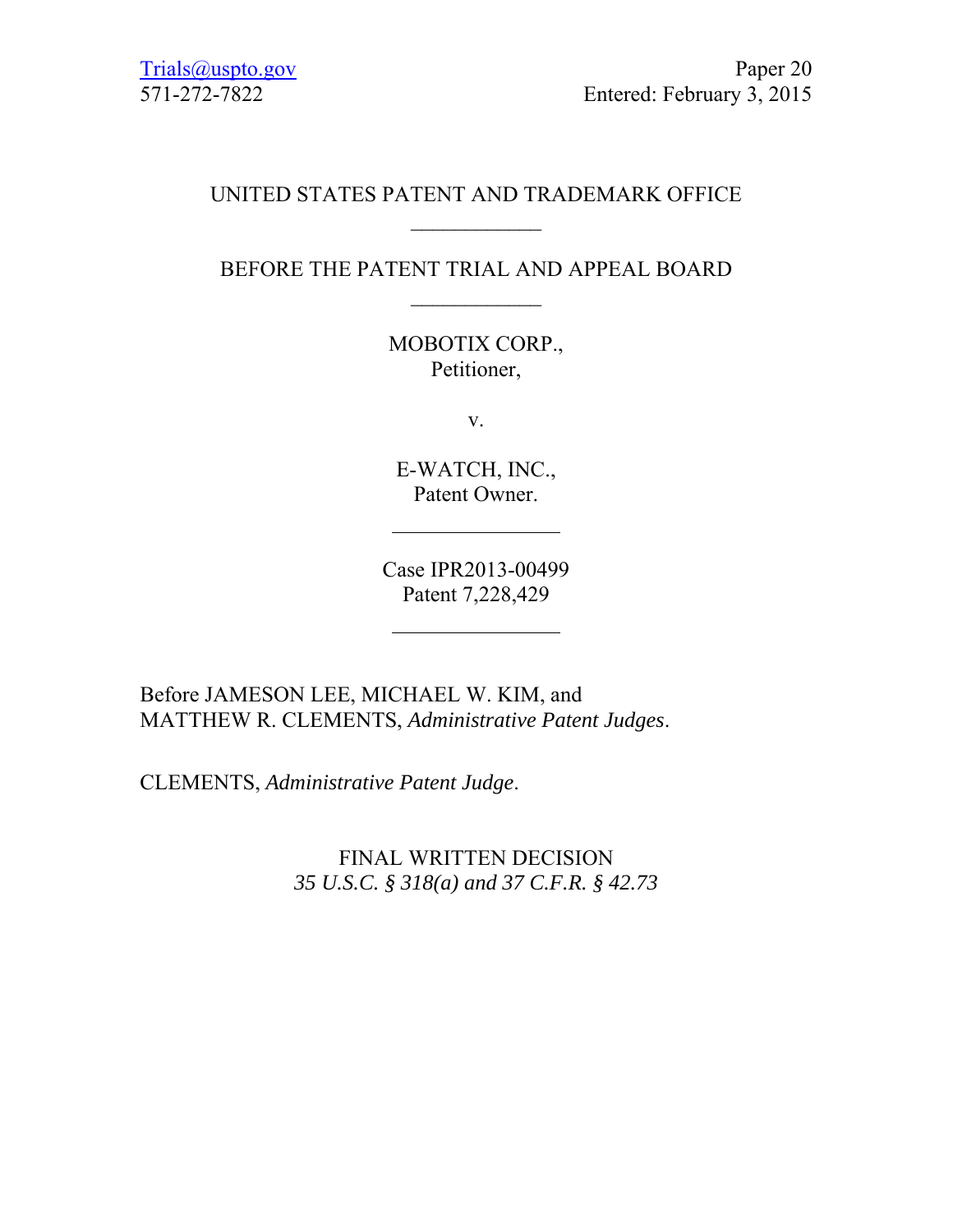Trials@uspto.gov
571-272-7822

Paper 20
Entered: February 3, 2015

UNITED STATES PATENT AND TRADEMARK OFFICE

---

BEFORE THE PATENT TRIAL AND APPEAL BOARD

---

MOBOTIX CORP.,
Petitioner,

v.

E-WATCH, INC.,
Patent Owner.

---

Case IPR2013-00499
Patent 7,228,429

---

Before JAMESON LEE, MICHAEL W. KIM, and
MATTHEW R. CLEMENTS, *Administrative Patent Judges*.

CLEMENTS, *Administrative Patent Judge*.

FINAL WRITTEN DECISION
*35 U.S.C. § 318(a) and 37 C.F.R. § 42.73*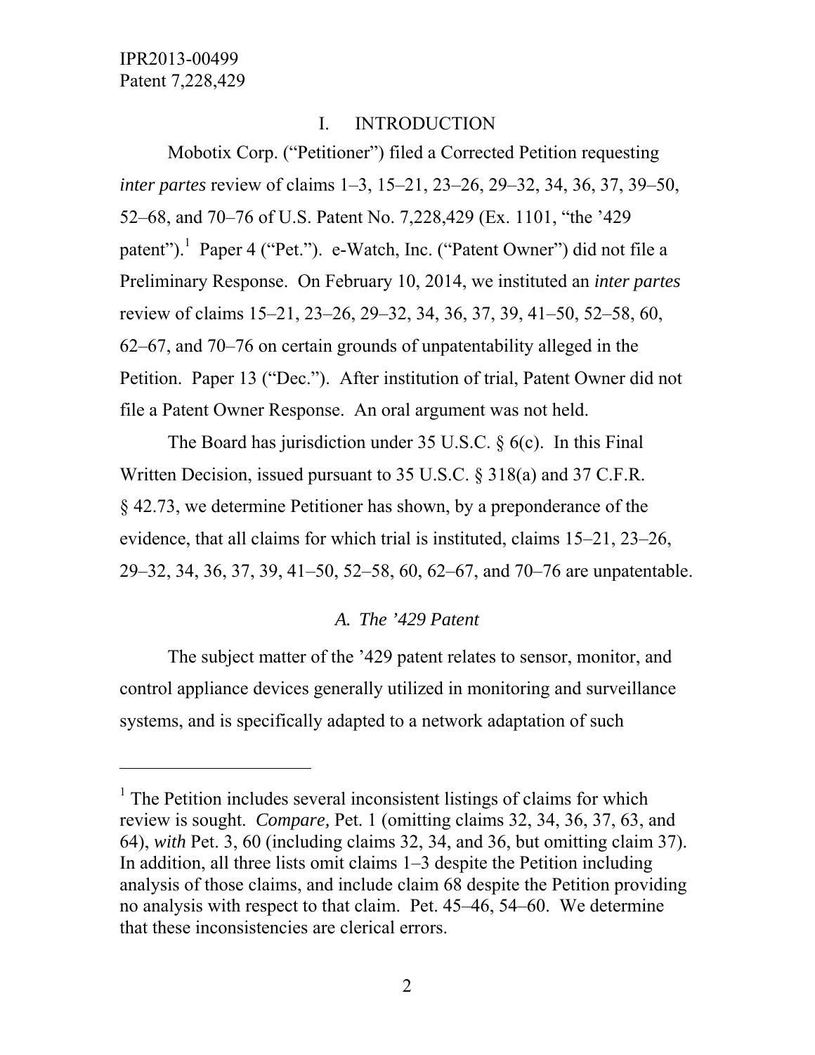# I. INTRODUCTION

Mobotix Corp. ("Petitioner") filed a Corrected Petition requesting *inter partes* review of claims 1–3, 15–21, 23–26, 29–32, 34, 36, 37, 39–50, 52–68, and 70–76 of U.S. Patent No. 7,228,429 (Ex. 1101, "the '429 patent").[1] Paper 4 ("Pet."). e-Watch, Inc. ("Patent Owner") did not file a Preliminary Response. On February 10, 2014, we instituted an *inter partes* review of claims 15–21, 23–26, 29–32, 34, 36, 37, 39, 41–50, 52–58, 60, 62–67, and 70–76 on certain grounds of unpatentability alleged in the Petition. Paper 13 ("Dec."). After institution of trial, Patent Owner did not file a Patent Owner Response. An oral argument was not held.

The Board has jurisdiction under 35 U.S.C. § 6(c). In this Final Written Decision, issued pursuant to 35 U.S.C. § 318(a) and 37 C.F.R. § 42.73, we determine Petitioner has shown, by a preponderance of the evidence, that all claims for which trial is instituted, claims 15–21, 23–26, 29–32, 34, 36, 37, 39, 41–50, 52–58, 60, 62–67, and 70–76 are unpatentable.

## *A. The '429 Patent*

The subject matter of the '429 patent relates to sensor, monitor, and control appliance devices generally utilized in monitoring and surveillance systems, and is specifically adapted to a network adaptation of such

---

[1] The Petition includes several inconsistent listings of claims for which review is sought. *Compare,* Pet. 1 (omitting claims 32, 34, 36, 37, 63, and 64), *with* Pet. 3, 60 (including claims 32, 34, and 36, but omitting claim 37). In addition, all three lists omit claims 1–3 despite the Petition including analysis of those claims, and include claim 68 despite the Petition providing no analysis with respect to that claim. Pet. 45–46, 54–60. We determine that these inconsistencies are clerical errors.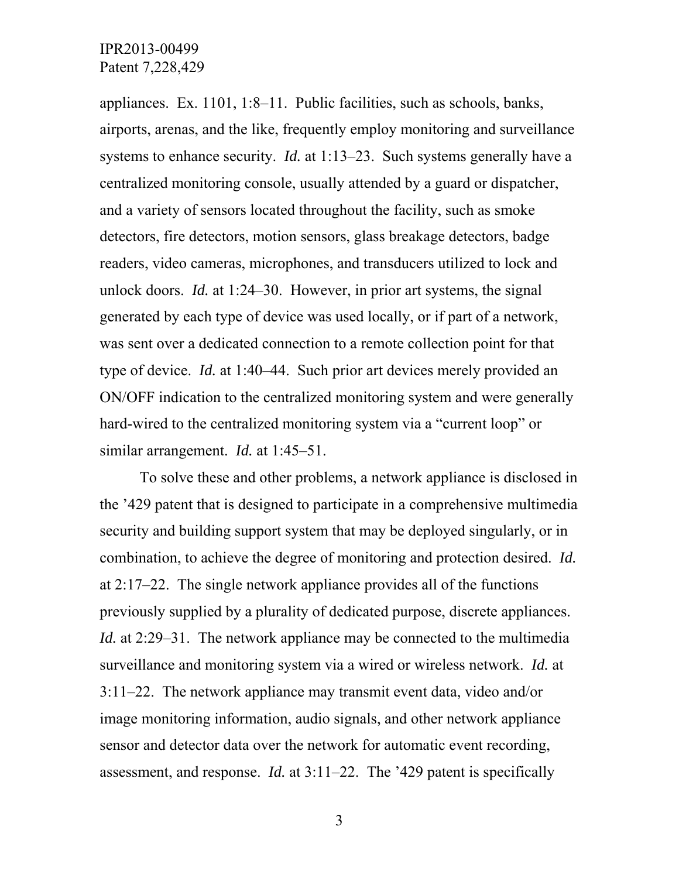appliances. Ex. 1101, 1:8–11. Public facilities, such as schools, banks, airports, arenas, and the like, frequently employ monitoring and surveillance systems to enhance security. *Id.* at 1:13–23. Such systems generally have a centralized monitoring console, usually attended by a guard or dispatcher, and a variety of sensors located throughout the facility, such as smoke detectors, fire detectors, motion sensors, glass breakage detectors, badge readers, video cameras, microphones, and transducers utilized to lock and unlock doors. *Id.* at 1:24–30. However, in prior art systems, the signal generated by each type of device was used locally, or if part of a network, was sent over a dedicated connection to a remote collection point for that type of device. *Id.* at 1:40–44. Such prior art devices merely provided an ON/OFF indication to the centralized monitoring system and were generally hard-wired to the centralized monitoring system via a "current loop" or similar arrangement. *Id.* at 1:45–51.

To solve these and other problems, a network appliance is disclosed in the '429 patent that is designed to participate in a comprehensive multimedia security and building support system that may be deployed singularly, or in combination, to achieve the degree of monitoring and protection desired. *Id.* at 2:17–22. The single network appliance provides all of the functions previously supplied by a plurality of dedicated purpose, discrete appliances. *Id.* at 2:29–31. The network appliance may be connected to the multimedia surveillance and monitoring system via a wired or wireless network. *Id.* at 3:11–22. The network appliance may transmit event data, video and/or image monitoring information, audio signals, and other network appliance sensor and detector data over the network for automatic event recording, assessment, and response. *Id.* at 3:11–22. The '429 patent is specifically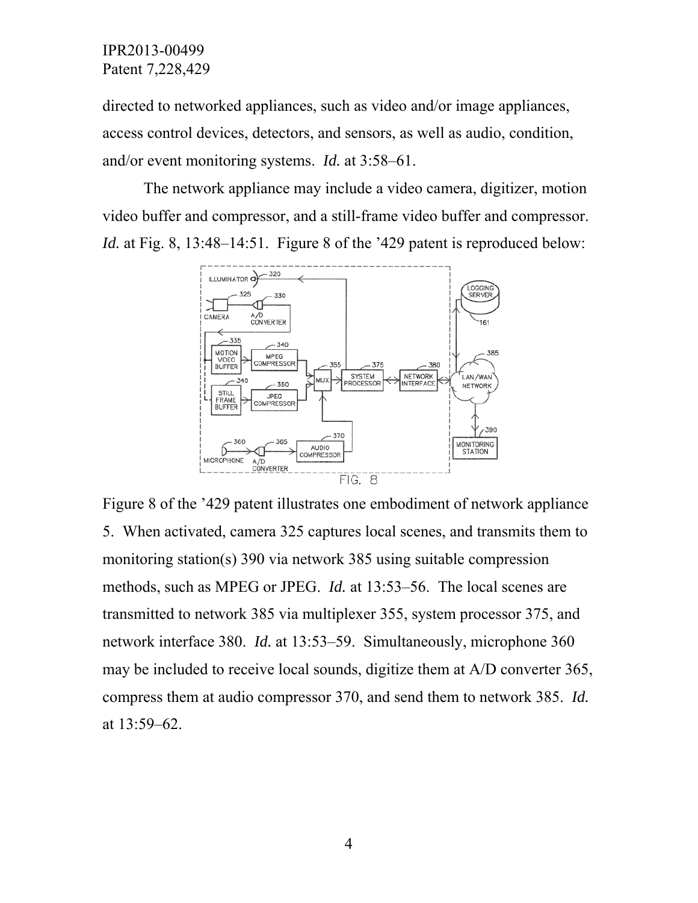directed to networked appliances, such as video and/or image appliances, access control devices, detectors, and sensors, as well as audio, condition, and/or event monitoring systems. *Id.* at 3:58–61.

The network appliance may include a video camera, digitizer, motion video buffer and compressor, and a still-frame video buffer and compressor. *Id.* at Fig. 8, 13:48–14:51. Figure 8 of the '429 patent is reproduced below:

Figure 8 of the '429 patent illustrates one embodiment of network appliance 5. When activated, camera 325 captures local scenes, and transmits them to monitoring station(s) 390 via network 385 using suitable compression methods, such as MPEG or JPEG. *Id.* at 13:53–56. The local scenes are transmitted to network 385 via multiplexer 355, system processor 375, and network interface 380. *Id.* at 13:53–59. Simultaneously, microphone 360 may be included to receive local sounds, digitize them at A/D converter 365, compress them at audio compressor 370, and send them to network 385. *Id.* at 13:59–62.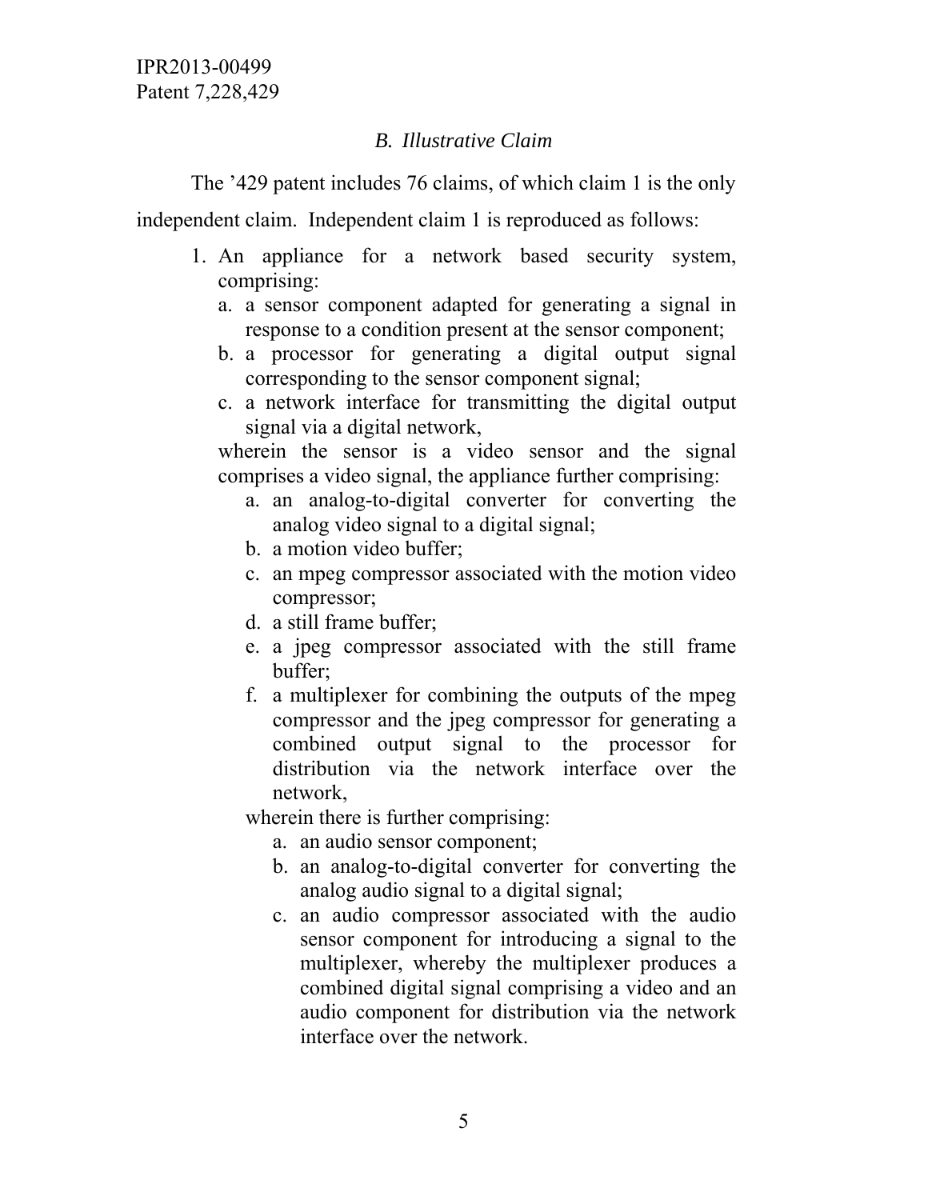### *B. Illustrative Claim*

The '429 patent includes 76 claims, of which claim 1 is the only independent claim. Independent claim 1 is reproduced as follows:

1. An appliance for a network based security system, comprising:
   a. a sensor component adapted for generating a signal in response to a condition present at the sensor component;
   b. a processor for generating a digital output signal corresponding to the sensor component signal;
   c. a network interface for transmitting the digital output signal via a digital network,

   wherein the sensor is a video sensor and the signal comprises a video signal, the appliance further comprising:

      a. an analog-to-digital converter for converting the analog video signal to a digital signal;
      b. a motion video buffer;
      c. an mpeg compressor associated with the motion video compressor;
      d. a still frame buffer;
      e. a jpeg compressor associated with the still frame buffer;
      f. a multiplexer for combining the outputs of the mpeg compressor and the jpeg compressor for generating a combined output signal to the processor for distribution via the network interface over the network,

      wherein there is further comprising:

         a. an audio sensor component;
         b. an analog-to-digital converter for converting the analog audio signal to a digital signal;
         c. an audio compressor associated with the audio sensor component for introducing a signal to the multiplexer, whereby the multiplexer produces a combined digital signal comprising a video and an audio component for distribution via the network interface over the network.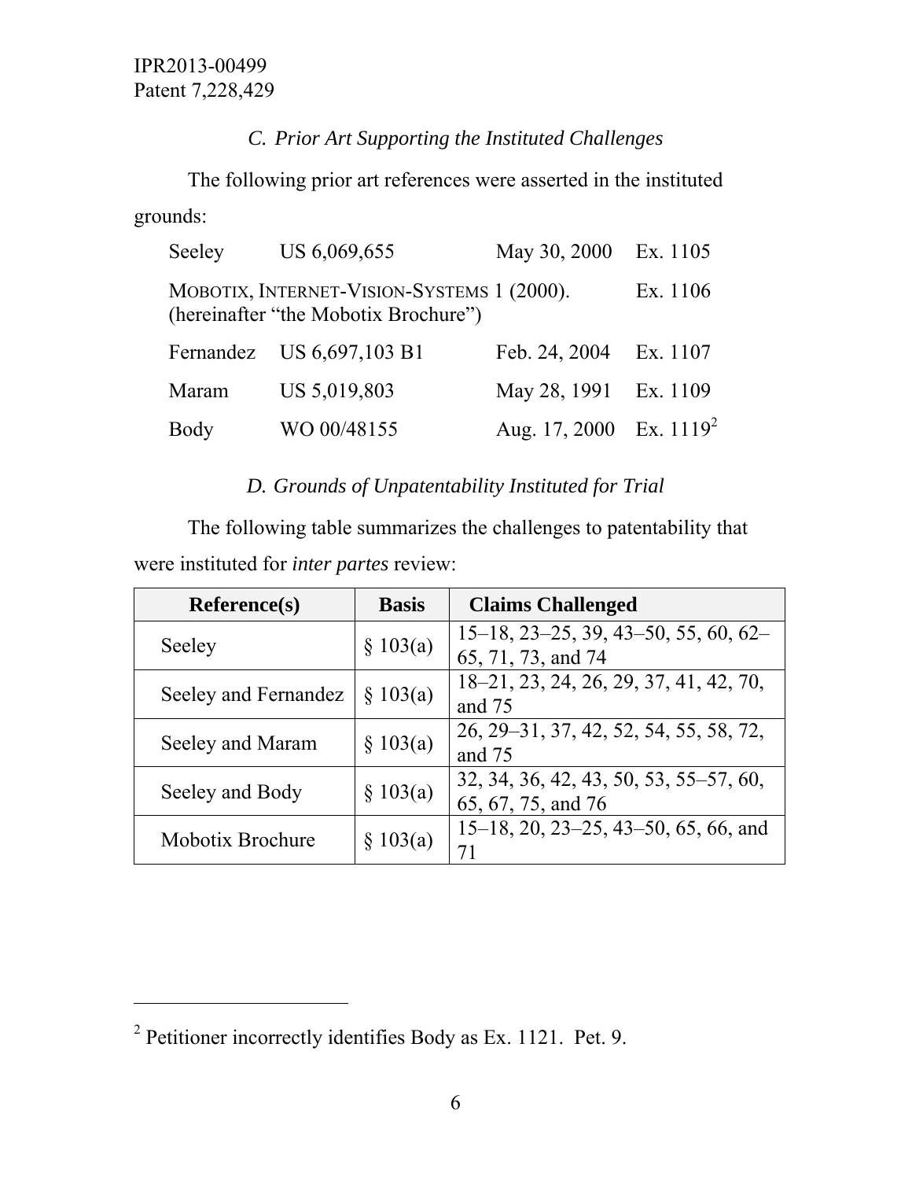### C. *Prior Art Supporting the Instituted Challenges*

The following prior art references were asserted in the instituted grounds:

| | | | |
|---|---|---|---|
| Seeley | US 6,069,655 | May 30, 2000 | Ex. 1105 |
| MOBOTIX, INTERNET-VISION-SYSTEMS 1 (2000). (hereinafter "the Mobotix Brochure") | | | Ex. 1106 |
| Fernandez | US 6,697,103 B1 | Feb. 24, 2004 | Ex. 1107 |
| Maram | US 5,019,803 | May 28, 1991 | Ex. 1109 |
| Body | WO 00/48155 | Aug. 17, 2000 | Ex. 1119[2] |

### D. *Grounds of Unpatentability Instituted for Trial*

The following table summarizes the challenges to patentability that were instituted for *inter partes* review:

| Reference(s) | Basis | Claims Challenged |
|---|---|---|
| Seeley | § 103(a) | 15–18, 23–25, 39, 43–50, 55, 60, 62–65, 71, 73, and 74 |
| Seeley and Fernandez | § 103(a) | 18–21, 23, 24, 26, 29, 37, 41, 42, 70, and 75 |
| Seeley and Maram | § 103(a) | 26, 29–31, 37, 42, 52, 54, 55, 58, 72, and 75 |
| Seeley and Body | § 103(a) | 32, 34, 36, 42, 43, 50, 53, 55–57, 60, 65, 67, 75, and 76 |
| Mobotix Brochure | § 103(a) | 15–18, 20, 23–25, 43–50, 65, 66, and 71 |

---

[2] Petitioner incorrectly identifies Body as Ex. 1121. Pet. 9.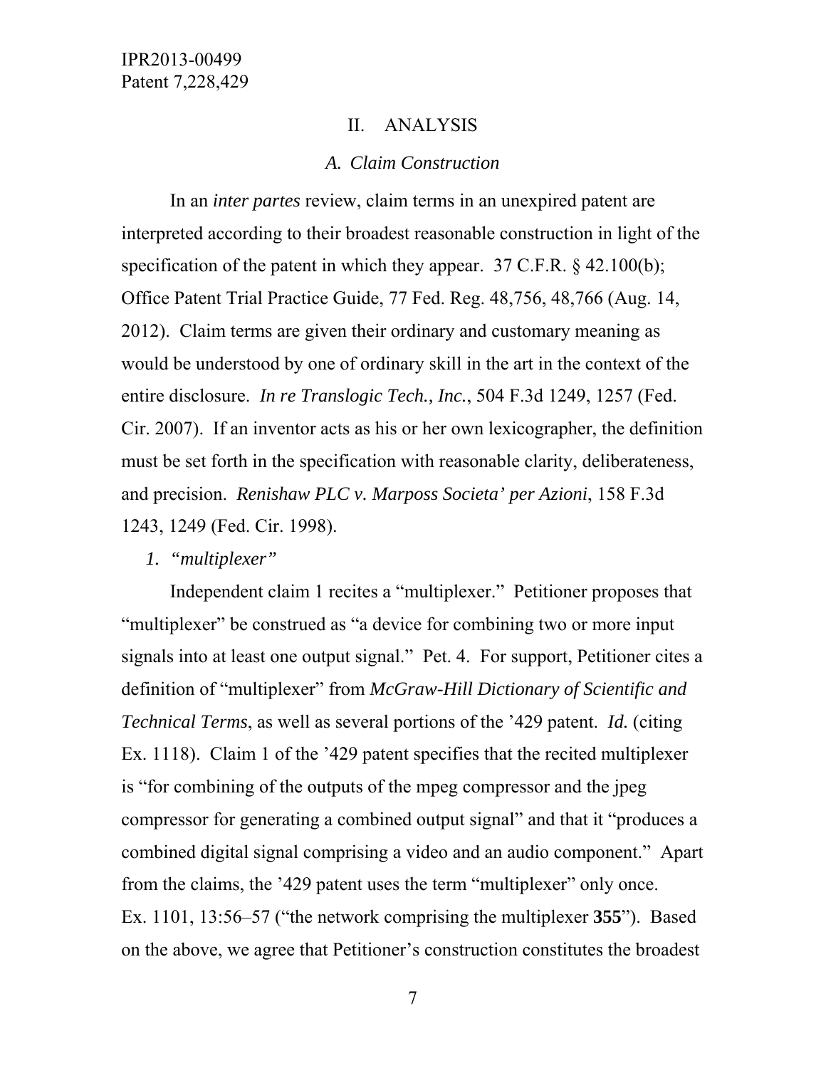## II. ANALYSIS

### *A. Claim Construction*

In an *inter partes* review, claim terms in an unexpired patent are interpreted according to their broadest reasonable construction in light of the specification of the patent in which they appear. 37 C.F.R. § 42.100(b); Office Patent Trial Practice Guide, 77 Fed. Reg. 48,756, 48,766 (Aug. 14, 2012). Claim terms are given their ordinary and customary meaning as would be understood by one of ordinary skill in the art in the context of the entire disclosure. *In re Translogic Tech., Inc.*, 504 F.3d 1249, 1257 (Fed. Cir. 2007). If an inventor acts as his or her own lexicographer, the definition must be set forth in the specification with reasonable clarity, deliberateness, and precision. *Renishaw PLC v. Marposs Societa' per Azioni*, 158 F.3d 1243, 1249 (Fed. Cir. 1998).

#### *1. "multiplexer"*

Independent claim 1 recites a "multiplexer." Petitioner proposes that "multiplexer" be construed as "a device for combining two or more input signals into at least one output signal." Pet. 4. For support, Petitioner cites a definition of "multiplexer" from *McGraw-Hill Dictionary of Scientific and Technical Terms*, as well as several portions of the '429 patent. *Id.* (citing Ex. 1118). Claim 1 of the '429 patent specifies that the recited multiplexer is "for combining of the outputs of the mpeg compressor and the jpeg compressor for generating a combined output signal" and that it "produces a combined digital signal comprising a video and an audio component." Apart from the claims, the '429 patent uses the term "multiplexer" only once. Ex. 1101, 13:56–57 ("the network comprising the multiplexer **355**"). Based on the above, we agree that Petitioner's construction constitutes the broadest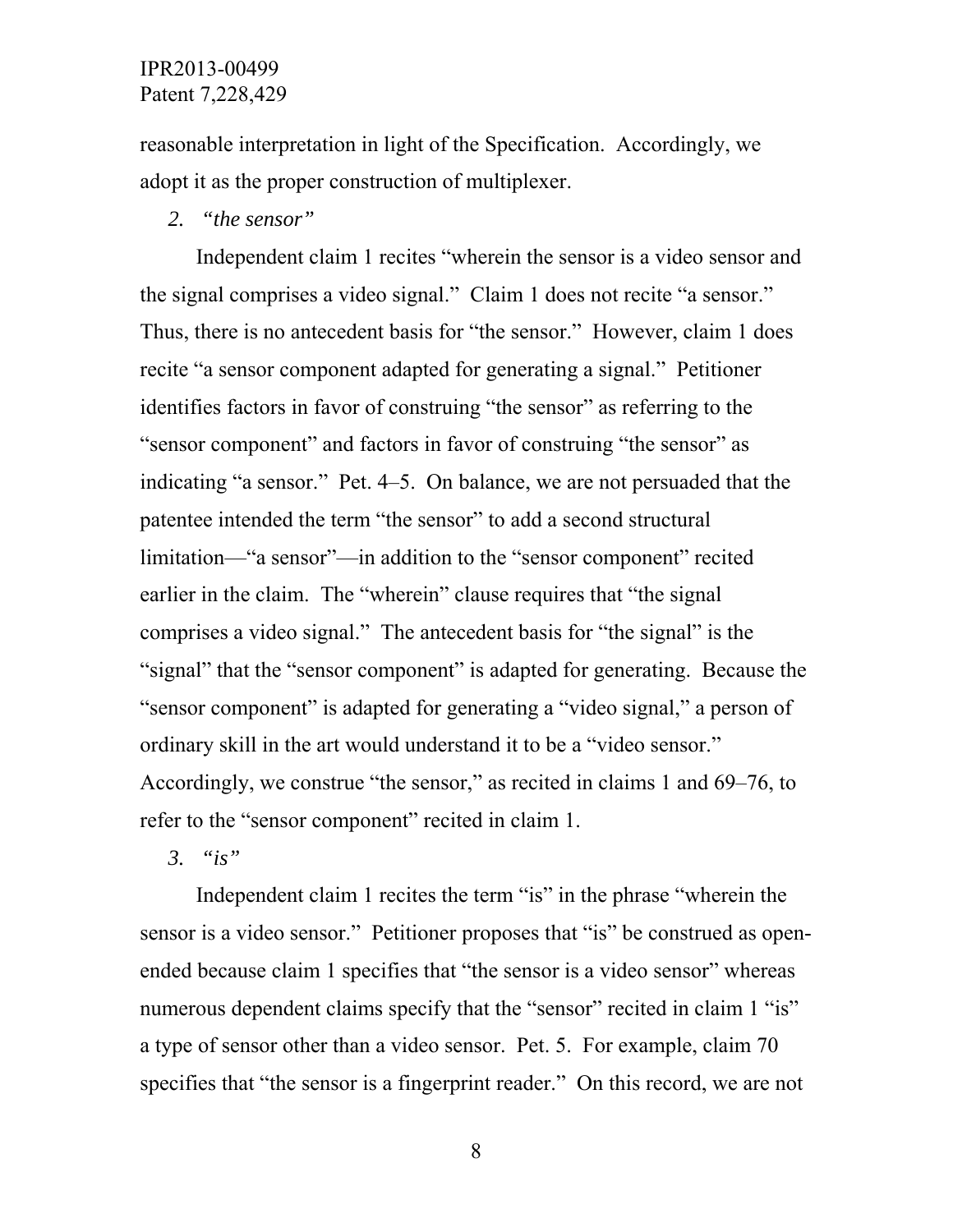reasonable interpretation in light of the Specification. Accordingly, we adopt it as the proper construction of multiplexer.

*2. "the sensor"*

Independent claim 1 recites "wherein the sensor is a video sensor and the signal comprises a video signal." Claim 1 does not recite "a sensor." Thus, there is no antecedent basis for "the sensor." However, claim 1 does recite "a sensor component adapted for generating a signal." Petitioner identifies factors in favor of construing "the sensor" as referring to the "sensor component" and factors in favor of construing "the sensor" as indicating "a sensor." Pet. 4–5. On balance, we are not persuaded that the patentee intended the term "the sensor" to add a second structural limitation—"a sensor"—in addition to the "sensor component" recited earlier in the claim. The "wherein" clause requires that "the signal comprises a video signal." The antecedent basis for "the signal" is the "signal" that the "sensor component" is adapted for generating. Because the "sensor component" is adapted for generating a "video signal," a person of ordinary skill in the art would understand it to be a "video sensor." Accordingly, we construe "the sensor," as recited in claims 1 and 69–76, to refer to the "sensor component" recited in claim 1.

*3. "is"*

Independent claim 1 recites the term "is" in the phrase "wherein the sensor is a video sensor." Petitioner proposes that "is" be construed as open-ended because claim 1 specifies that "the sensor is a video sensor" whereas numerous dependent claims specify that the "sensor" recited in claim 1 "is" a type of sensor other than a video sensor. Pet. 5. For example, claim 70 specifies that "the sensor is a fingerprint reader." On this record, we are not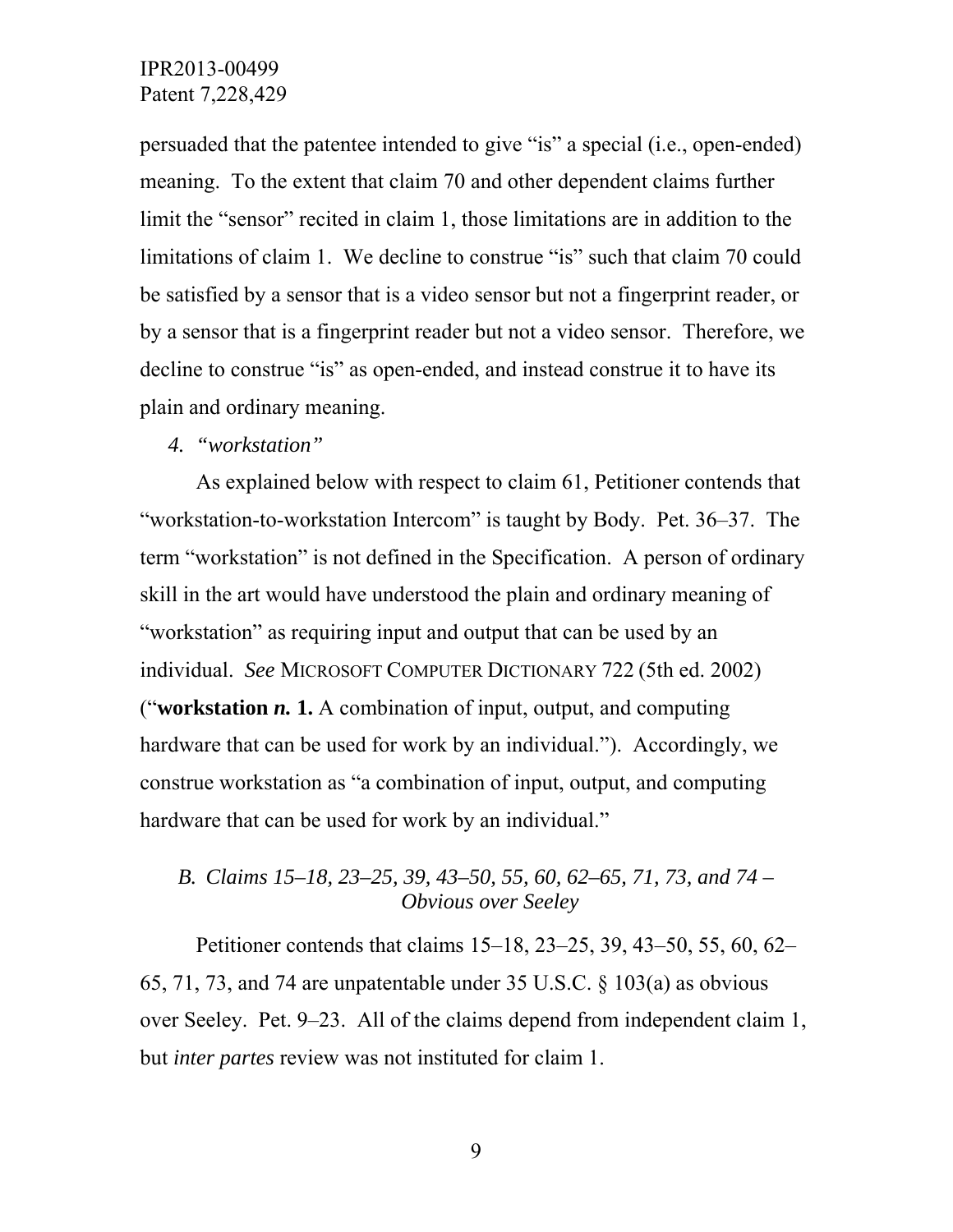persuaded that the patentee intended to give "is" a special (i.e., open-ended) meaning. To the extent that claim 70 and other dependent claims further limit the "sensor" recited in claim 1, those limitations are in addition to the limitations of claim 1. We decline to construe "is" such that claim 70 could be satisfied by a sensor that is a video sensor but not a fingerprint reader, or by a sensor that is a fingerprint reader but not a video sensor. Therefore, we decline to construe "is" as open-ended, and instead construe it to have its plain and ordinary meaning.

*4. "workstation"*

As explained below with respect to claim 61, Petitioner contends that "workstation-to-workstation Intercom" is taught by Body. Pet. 36–37. The term "workstation" is not defined in the Specification. A person of ordinary skill in the art would have understood the plain and ordinary meaning of "workstation" as requiring input and output that can be used by an individual. *See* MICROSOFT COMPUTER DICTIONARY 722 (5th ed. 2002) ("**workstation *n.* 1.** A combination of input, output, and computing hardware that can be used for work by an individual."). Accordingly, we construe workstation as "a combination of input, output, and computing hardware that can be used for work by an individual."

### *B. Claims 15–18, 23–25, 39, 43–50, 55, 60, 62–65, 71, 73, and 74 – Obvious over Seeley*

Petitioner contends that claims 15–18, 23–25, 39, 43–50, 55, 60, 62–65, 71, 73, and 74 are unpatentable under 35 U.S.C. § 103(a) as obvious over Seeley. Pet. 9–23. All of the claims depend from independent claim 1, but *inter partes* review was not instituted for claim 1.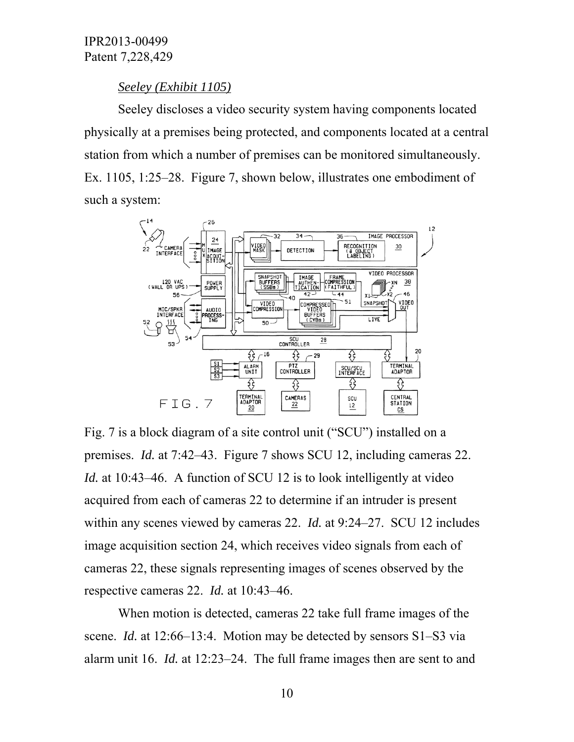*Seeley (Exhibit 1105)*

Seeley discloses a video security system having components located physically at a premises being protected, and components located at a central station from which a number of premises can be monitored simultaneously. Ex. 1105, 1:25–28. Figure 7, shown below, illustrates one embodiment of such a system:

Fig. 7 is a block diagram of a site control unit ("SCU") installed on a premises. *Id.* at 7:42–43. Figure 7 shows SCU 12, including cameras 22. *Id.* at 10:43–46. A function of SCU 12 is to look intelligently at video acquired from each of cameras 22 to determine if an intruder is present within any scenes viewed by cameras 22. *Id.* at 9:24–27. SCU 12 includes image acquisition section 24, which receives video signals from each of cameras 22, these signals representing images of scenes observed by the respective cameras 22. *Id.* at 10:43–46.

When motion is detected, cameras 22 take full frame images of the scene. *Id.* at 12:66–13:4. Motion may be detected by sensors S1–S3 via alarm unit 16. *Id.* at 12:23–24. The full frame images then are sent to and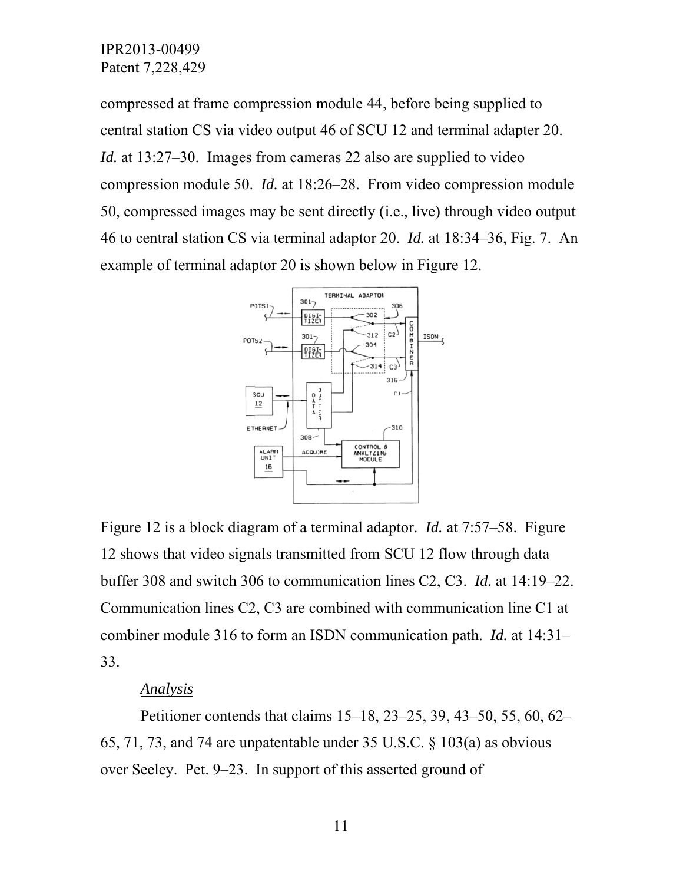compressed at frame compression module 44, before being supplied to central station CS via video output 46 of SCU 12 and terminal adapter 20. *Id.* at 13:27–30. Images from cameras 22 also are supplied to video compression module 50. *Id.* at 18:26–28. From video compression module 50, compressed images may be sent directly (i.e., live) through video output 46 to central station CS via terminal adaptor 20. *Id.* at 18:34–36, Fig. 7. An example of terminal adaptor 20 is shown below in Figure 12.

Figure 12 is a block diagram of a terminal adaptor. *Id.* at 7:57–58. Figure 12 shows that video signals transmitted from SCU 12 flow through data buffer 308 and switch 306 to communication lines C2, C3. *Id.* at 14:19–22. Communication lines C2, C3 are combined with communication line C1 at combiner module 316 to form an ISDN communication path. *Id.* at 14:31–33.

*Analysis*

Petitioner contends that claims 15–18, 23–25, 39, 43–50, 55, 60, 62–65, 71, 73, and 74 are unpatentable under 35 U.S.C. § 103(a) as obvious over Seeley. Pet. 9–23. In support of this asserted ground of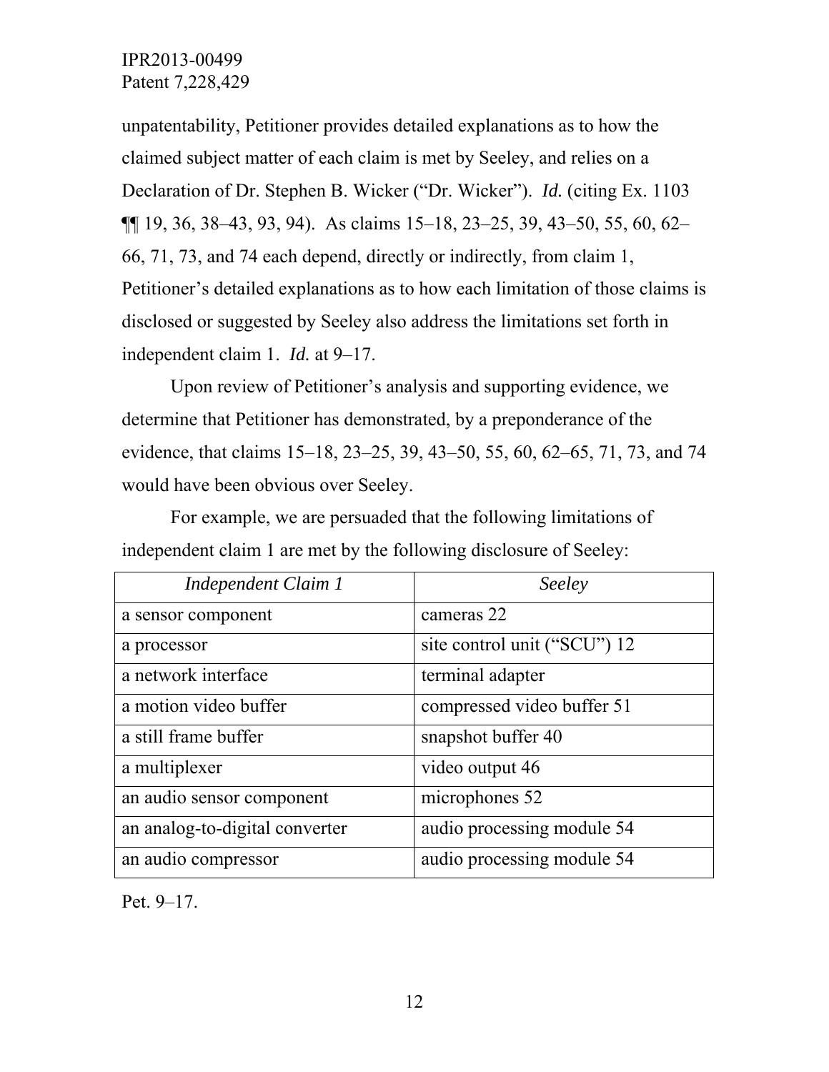unpatentability, Petitioner provides detailed explanations as to how the claimed subject matter of each claim is met by Seeley, and relies on a Declaration of Dr. Stephen B. Wicker ("Dr. Wicker"). *Id.* (citing Ex. 1103 ¶¶ 19, 36, 38–43, 93, 94). As claims 15–18, 23–25, 39, 43–50, 55, 60, 62–66, 71, 73, and 74 each depend, directly or indirectly, from claim 1, Petitioner's detailed explanations as to how each limitation of those claims is disclosed or suggested by Seeley also address the limitations set forth in independent claim 1. *Id.* at 9–17.

Upon review of Petitioner's analysis and supporting evidence, we determine that Petitioner has demonstrated, by a preponderance of the evidence, that claims 15–18, 23–25, 39, 43–50, 55, 60, 62–65, 71, 73, and 74 would have been obvious over Seeley.

For example, we are persuaded that the following limitations of independent claim 1 are met by the following disclosure of Seeley:

| *Independent Claim 1* | *Seeley* |
|---|---|
| a sensor component | cameras 22 |
| a processor | site control unit ("SCU") 12 |
| a network interface | terminal adapter |
| a motion video buffer | compressed video buffer 51 |
| a still frame buffer | snapshot buffer 40 |
| a multiplexer | video output 46 |
| an audio sensor component | microphones 52 |
| an analog-to-digital converter | audio processing module 54 |
| an audio compressor | audio processing module 54 |

Pet. 9–17.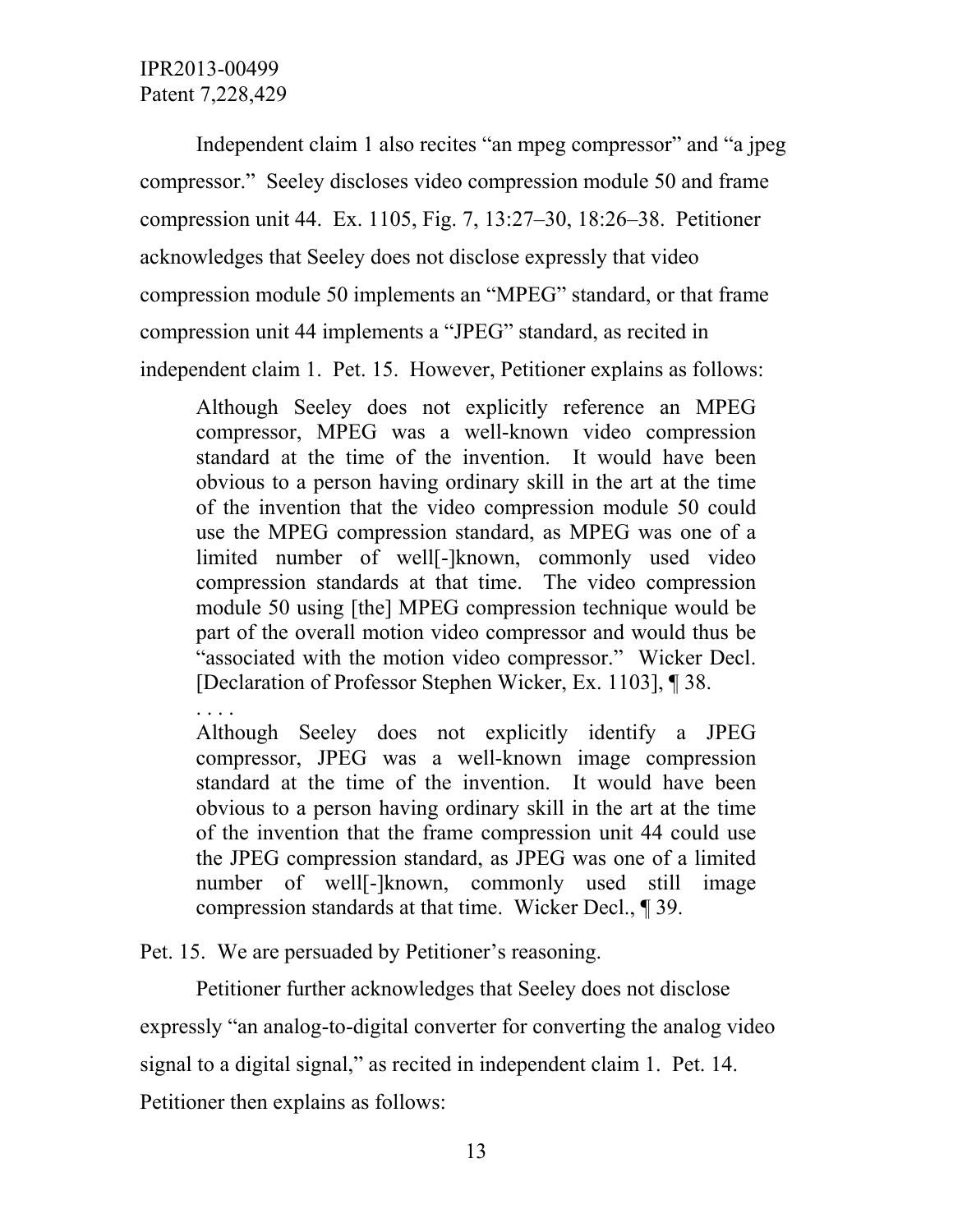Independent claim 1 also recites "an mpeg compressor" and "a jpeg compressor." Seeley discloses video compression module 50 and frame compression unit 44. Ex. 1105, Fig. 7, 13:27–30, 18:26–38. Petitioner acknowledges that Seeley does not disclose expressly that video compression module 50 implements an "MPEG" standard, or that frame compression unit 44 implements a "JPEG" standard, as recited in independent claim 1. Pet. 15. However, Petitioner explains as follows:

> Although Seeley does not explicitly reference an MPEG compressor, MPEG was a well-known video compression standard at the time of the invention. It would have been obvious to a person having ordinary skill in the art at the time of the invention that the video compression module 50 could use the MPEG compression standard, as MPEG was one of a limited number of well[-]known, commonly used video compression standards at that time. The video compression module 50 using [the] MPEG compression technique would be part of the overall motion video compressor and would thus be "associated with the motion video compressor." Wicker Decl. [Declaration of Professor Stephen Wicker, Ex. 1103], ¶ 38.
>
> . . . .
>
> Although Seeley does not explicitly identify a JPEG compressor, JPEG was a well-known image compression standard at the time of the invention. It would have been obvious to a person having ordinary skill in the art at the time of the invention that the frame compression unit 44 could use the JPEG compression standard, as JPEG was one of a limited number of well[-]known, commonly used still image compression standards at that time. Wicker Decl., ¶ 39.

Pet. 15. We are persuaded by Petitioner's reasoning.

Petitioner further acknowledges that Seeley does not disclose expressly "an analog-to-digital converter for converting the analog video signal to a digital signal," as recited in independent claim 1. Pet. 14. Petitioner then explains as follows: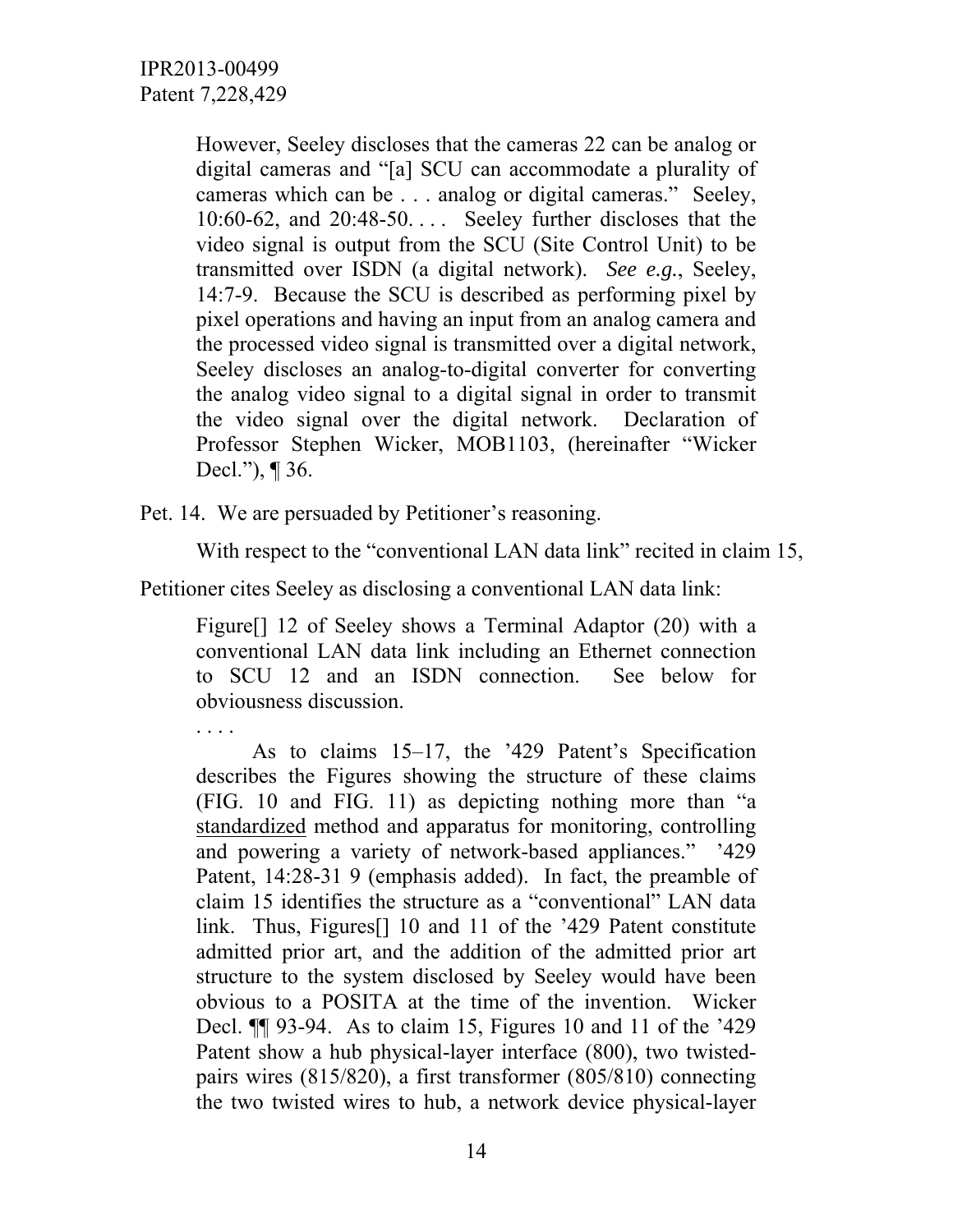> However, Seeley discloses that the cameras 22 can be analog or digital cameras and "[a] SCU can accommodate a plurality of cameras which can be . . . analog or digital cameras." Seeley, 10:60-62, and 20:48-50. . . . Seeley further discloses that the video signal is output from the SCU (Site Control Unit) to be transmitted over ISDN (a digital network). *See e.g.*, Seeley, 14:7-9. Because the SCU is described as performing pixel by pixel operations and having an input from an analog camera and the processed video signal is transmitted over a digital network, Seeley discloses an analog-to-digital converter for converting the analog video signal to a digital signal in order to transmit the video signal over the digital network. Declaration of Professor Stephen Wicker, MOB1103, (hereinafter "Wicker Decl."), ¶ 36.

Pet. 14. We are persuaded by Petitioner's reasoning.

With respect to the "conventional LAN data link" recited in claim 15, Petitioner cites Seeley as disclosing a conventional LAN data link:

> Figure[] 12 of Seeley shows a Terminal Adaptor (20) with a conventional LAN data link including an Ethernet connection to SCU 12 and an ISDN connection. See below for obviousness discussion.
>
> . . . .
>
> As to claims 15–17, the '429 Patent's Specification describes the Figures showing the structure of these claims (FIG. 10 and FIG. 11) as depicting nothing more than "a <u>standardized</u> method and apparatus for monitoring, controlling and powering a variety of network-based appliances." '429 Patent, 14:28-31 9 (emphasis added). In fact, the preamble of claim 15 identifies the structure as a "conventional" LAN data link. Thus, Figures[] 10 and 11 of the '429 Patent constitute admitted prior art, and the addition of the admitted prior art structure to the system disclosed by Seeley would have been obvious to a POSITA at the time of the invention. Wicker Decl. ¶¶ 93-94. As to claim 15, Figures 10 and 11 of the '429 Patent show a hub physical-layer interface (800), two twisted-pairs wires (815/820), a first transformer (805/810) connecting the two twisted wires to hub, a network device physical-layer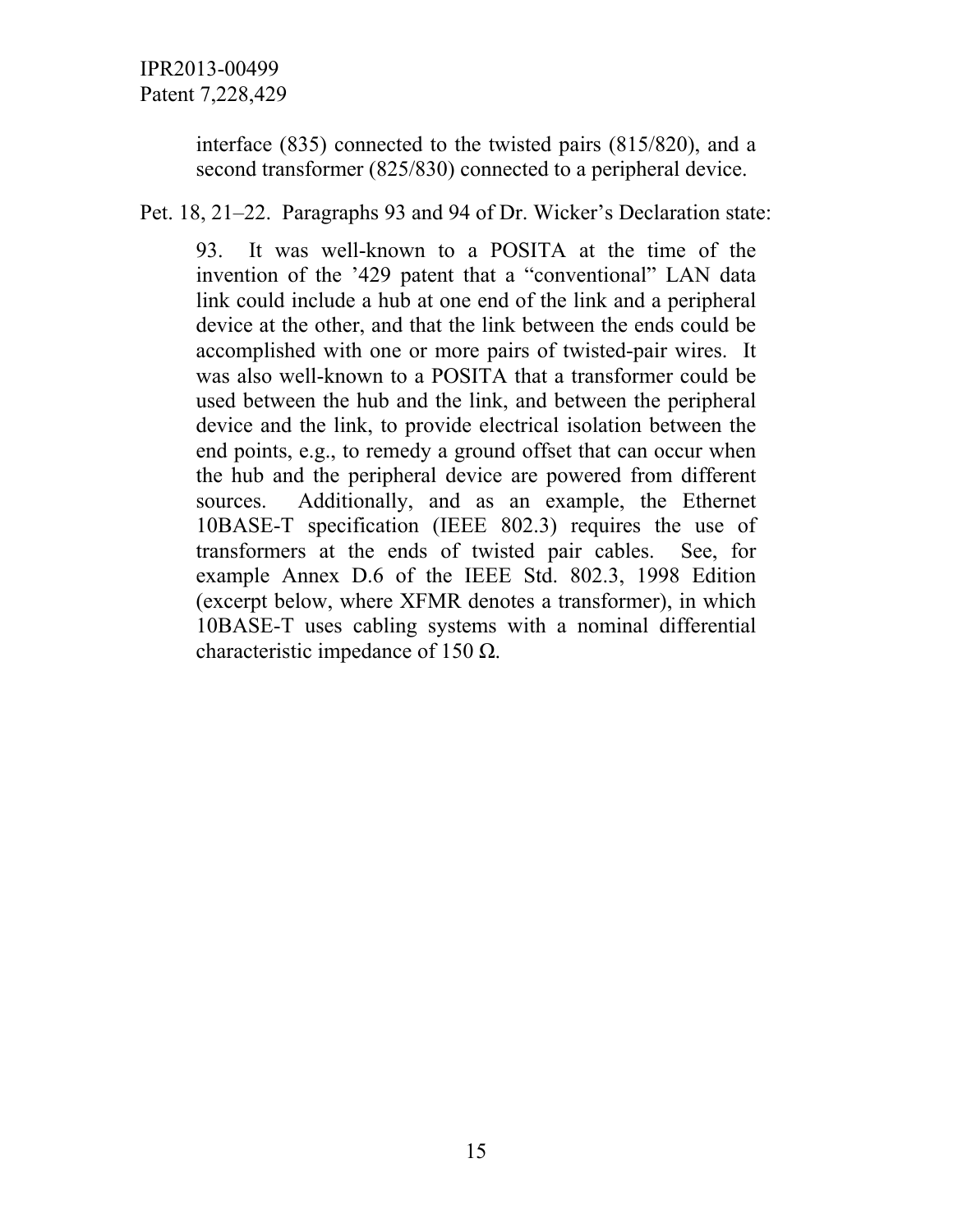> interface (835) connected to the twisted pairs (815/820), and a second transformer (825/830) connected to a peripheral device.

Pet. 18, 21–22. Paragraphs 93 and 94 of Dr. Wicker's Declaration state:

> 93. It was well-known to a POSITA at the time of the invention of the '429 patent that a "conventional" LAN data link could include a hub at one end of the link and a peripheral device at the other, and that the link between the ends could be accomplished with one or more pairs of twisted-pair wires. It was also well-known to a POSITA that a transformer could be used between the hub and the link, and between the peripheral device and the link, to provide electrical isolation between the end points, e.g., to remedy a ground offset that can occur when the hub and the peripheral device are powered from different sources. Additionally, and as an example, the Ethernet 10BASE-T specification (IEEE 802.3) requires the use of transformers at the ends of twisted pair cables. See, for example Annex D.6 of the IEEE Std. 802.3, 1998 Edition (excerpt below, where XFMR denotes a transformer), in which 10BASE-T uses cabling systems with a nominal differential characteristic impedance of 150 Ω.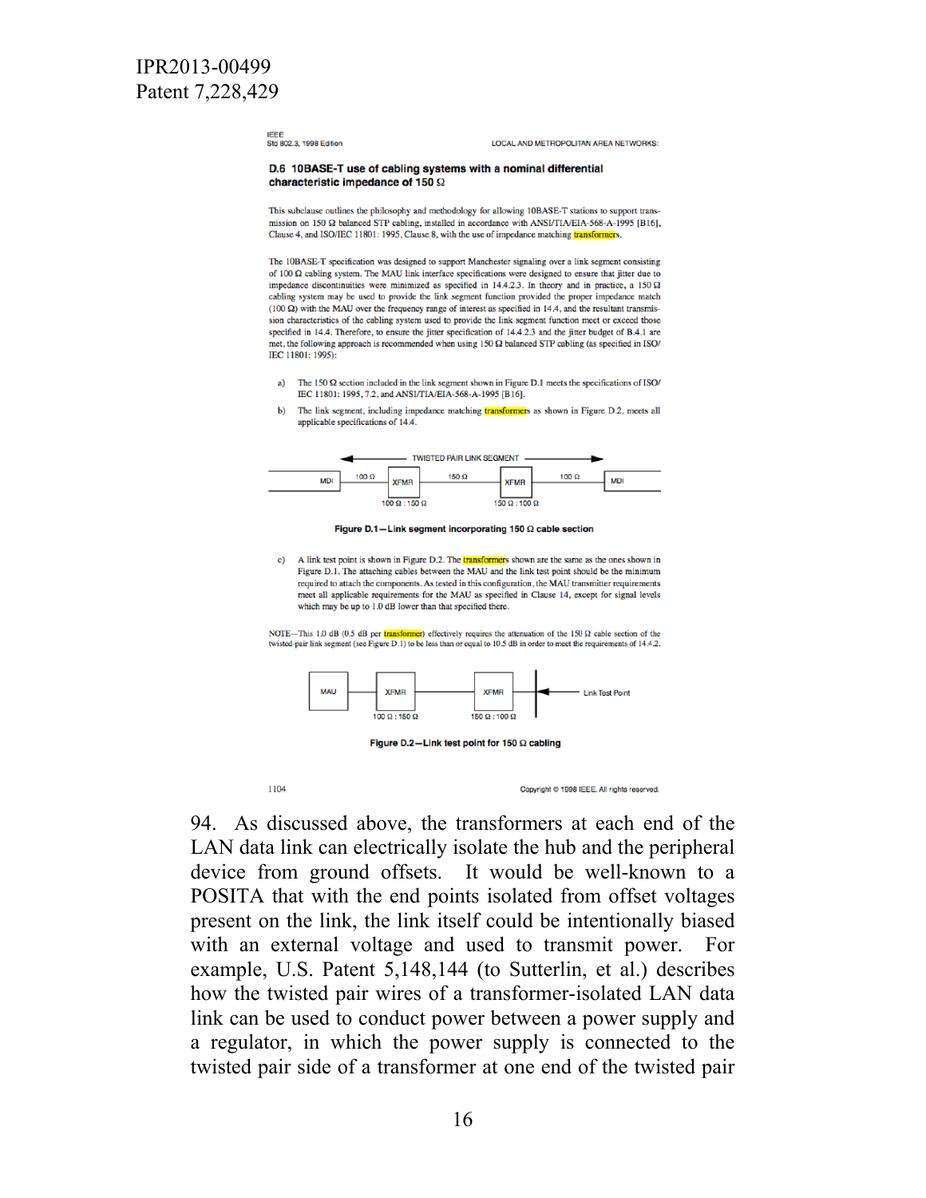IPR2013-00499
Patent 7,228,429

IEEE
Std 802.3, 1998 Edition

LOCAL AND METROPOLITAN AREA NETWORKS:

**D.6 10BASE-T use of cabling systems with a nominal differential characteristic impedance of 150 Ω**

This subclause outlines the philosophy and methodology for allowing 10BASE-T stations to support transmission on 150 Ω balanced STP cabling, installed in accordance with ANSI/TIA/EIA-568-A-1995 [B16], Clause 4, and ISO/IEC 11801: 1995, Clause 8, with the use of impedance matching transformers.

The 10BASE-T specification was designed to support Manchester signaling over a link segment consisting of 100 Ω cabling system. The MAU link interface specifications were designed to ensure that jitter due to impedance discontinuities were minimized as specified in 14.4.2.3. In theory and in practice, a 150 Ω cabling system may be used to provide the link segment function provided the proper impedance match (100 Ω) with the MAU over the frequency range of interest as specified in 14.4, and the resultant transmission characteristics of the cabling system used to provide the link segment function meet or exceed those specified in 14.4. Therefore, to ensure the jitter specification of 14.4.2.3 and the jitter budget of B.4.1 are met, the following approach is recommended when using 150 Ω balanced STP cabling (as specified in ISO/IEC 11801: 1995):

a) The 150 Ω section included in the link segment shown in Figure D.1 meets the specifications of ISO/IEC 11801: 1995, 7.2, and ANSI/TIA/EIA-568-A-1995 [B16].

b) The link segment, including impedance matching transformers as shown in Figure D.2, meets all applicable specifications of 14.4.

TWISTED PAIR LINK SEGMENT

MDI — 100 Ω — XFMR (100 Ω : 150 Ω) — 150 Ω — XFMR (150 Ω : 100 Ω) — 100 Ω — MDI

**Figure D.1—Link segment incorporating 150 Ω cable section**

c) A link test point is shown in Figure D.2. The transformers shown are the same as the ones shown in Figure D.1. The attaching cables between the MAU and the link test point should be the minimum required to attach the components. As tested in this configuration, the MAU transmitter requirements meet all applicable requirements for the MAU as specified in Clause 14, except for signal levels which may be up to 1.0 dB lower than that specified there.

NOTE—This 1.0 dB (0.5 dB per transformer) effectively requires the attenuation of the 150 Ω cable section of the twisted-pair link segment (see Figure D.1) to be less than or equal to 10.5 dB in order to meet the requirements of 14.4.2.

MAU — XFMR (100 Ω : 150 Ω) — XFMR (150 Ω : 100 Ω) — Link Test Point

**Figure D.2—Link test point for 150 Ω cabling**

1104

Copyright © 1998 IEEE. All rights reserved.

94. As discussed above, the transformers at each end of the LAN data link can electrically isolate the hub and the peripheral device from ground offsets. It would be well-known to a POSITA that with the end points isolated from offset voltages present on the link, the link itself could be intentionally biased with an external voltage and used to transmit power. For example, U.S. Patent 5,148,144 (to Sutterlin, et al.) describes how the twisted pair wires of a transformer-isolated LAN data link can be used to conduct power between a power supply and a regulator, in which the power supply is connected to the twisted pair side of a transformer at one end of the twisted pair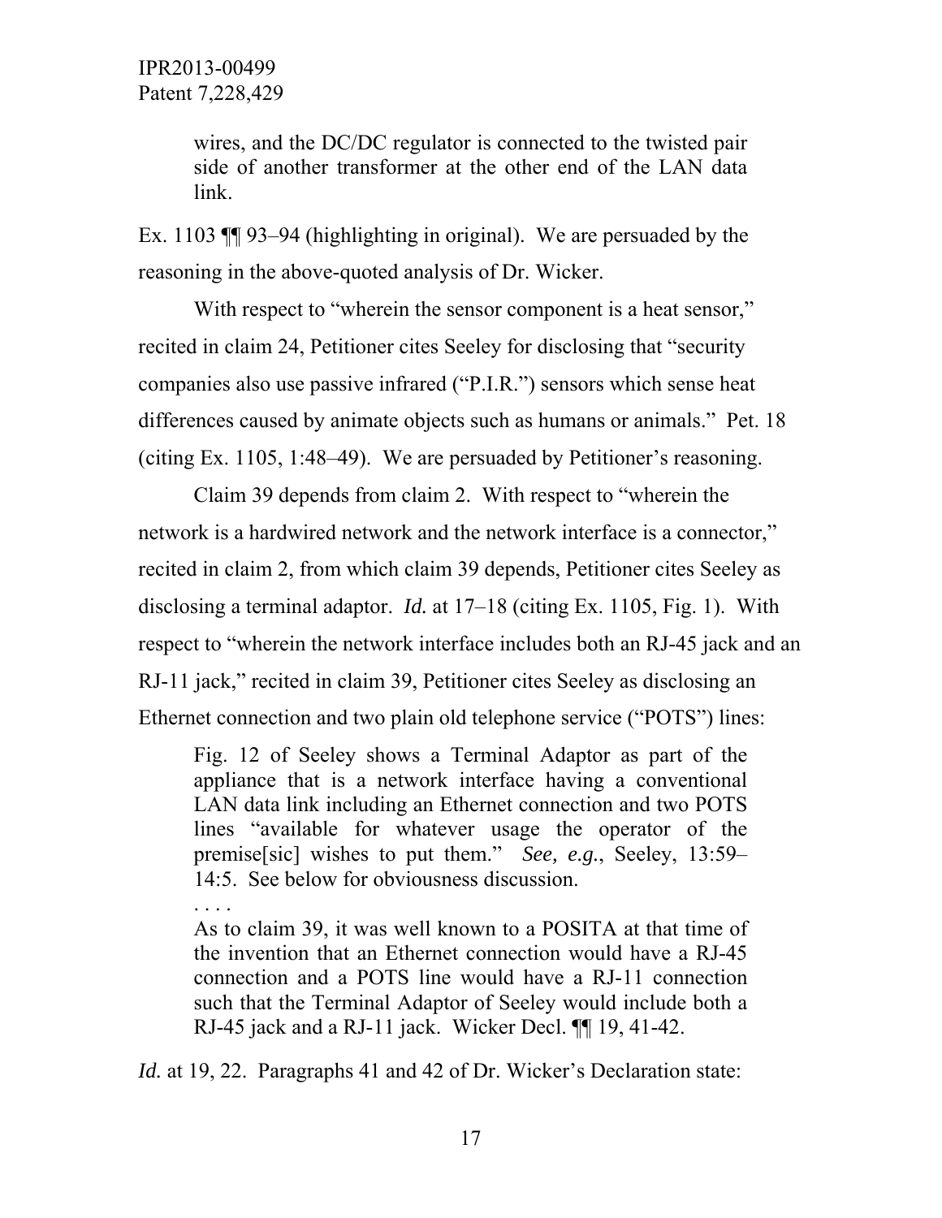> wires, and the DC/DC regulator is connected to the twisted pair side of another transformer at the other end of the LAN data link.

Ex. 1103 ¶¶ 93–94 (highlighting in original). We are persuaded by the reasoning in the above-quoted analysis of Dr. Wicker.

With respect to "wherein the sensor component is a heat sensor," recited in claim 24, Petitioner cites Seeley for disclosing that "security companies also use passive infrared ("P.I.R.") sensors which sense heat differences caused by animate objects such as humans or animals." Pet. 18 (citing Ex. 1105, 1:48–49). We are persuaded by Petitioner's reasoning.

Claim 39 depends from claim 2. With respect to "wherein the network is a hardwired network and the network interface is a connector," recited in claim 2, from which claim 39 depends, Petitioner cites Seeley as disclosing a terminal adaptor. *Id.* at 17–18 (citing Ex. 1105, Fig. 1). With respect to "wherein the network interface includes both an RJ-45 jack and an RJ-11 jack," recited in claim 39, Petitioner cites Seeley as disclosing an Ethernet connection and two plain old telephone service ("POTS") lines:

> Fig. 12 of Seeley shows a Terminal Adaptor as part of the appliance that is a network interface having a conventional LAN data link including an Ethernet connection and two POTS lines "available for whatever usage the operator of the premise[sic] wishes to put them." *See, e.g.*, Seeley, 13:59–14:5. See below for obviousness discussion.
>
> . . . .
>
> As to claim 39, it was well known to a POSITA at that time of the invention that an Ethernet connection would have a RJ-45 connection and a POTS line would have a RJ-11 connection such that the Terminal Adaptor of Seeley would include both a RJ-45 jack and a RJ-11 jack. Wicker Decl. ¶¶ 19, 41-42.

*Id.* at 19, 22. Paragraphs 41 and 42 of Dr. Wicker's Declaration state: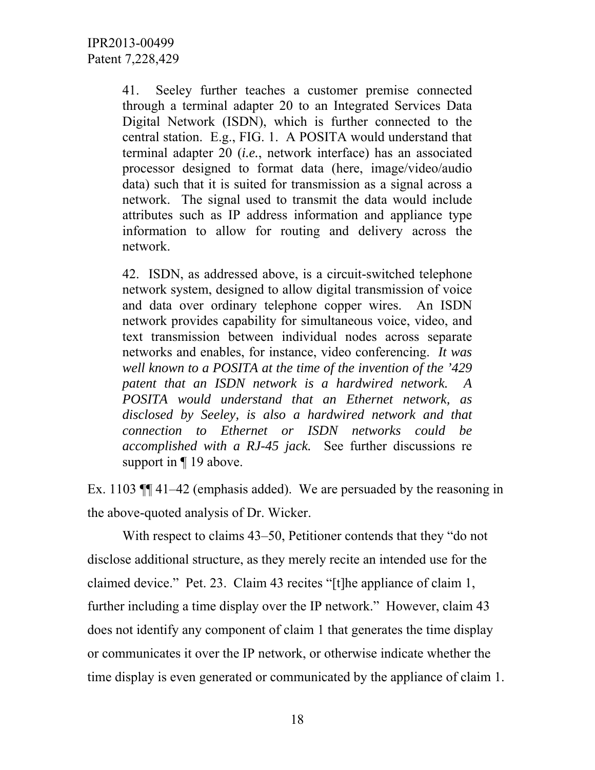> 41. Seeley further teaches a customer premise connected through a terminal adapter 20 to an Integrated Services Data Digital Network (ISDN), which is further connected to the central station. E.g., FIG. 1. A POSITA would understand that terminal adapter 20 (*i.e.*, network interface) has an associated processor designed to format data (here, image/video/audio data) such that it is suited for transmission as a signal across a network. The signal used to transmit the data would include attributes such as IP address information and appliance type information to allow for routing and delivery across the network.
>
> 42. ISDN, as addressed above, is a circuit-switched telephone network system, designed to allow digital transmission of voice and data over ordinary telephone copper wires. An ISDN network provides capability for simultaneous voice, video, and text transmission between individual nodes across separate networks and enables, for instance, video conferencing. *It was well known to a POSITA at the time of the invention of the '429 patent that an ISDN network is a hardwired network. A POSITA would understand that an Ethernet network, as disclosed by Seeley, is also a hardwired network and that connection to Ethernet or ISDN networks could be accomplished with a RJ-45 jack.* See further discussions re support in ¶ 19 above.

Ex. 1103 ¶¶ 41–42 (emphasis added). We are persuaded by the reasoning in the above-quoted analysis of Dr. Wicker.

With respect to claims 43–50, Petitioner contends that they "do not disclose additional structure, as they merely recite an intended use for the claimed device." Pet. 23. Claim 43 recites "[t]he appliance of claim 1, further including a time display over the IP network." However, claim 43 does not identify any component of claim 1 that generates the time display or communicates it over the IP network, or otherwise indicate whether the time display is even generated or communicated by the appliance of claim 1.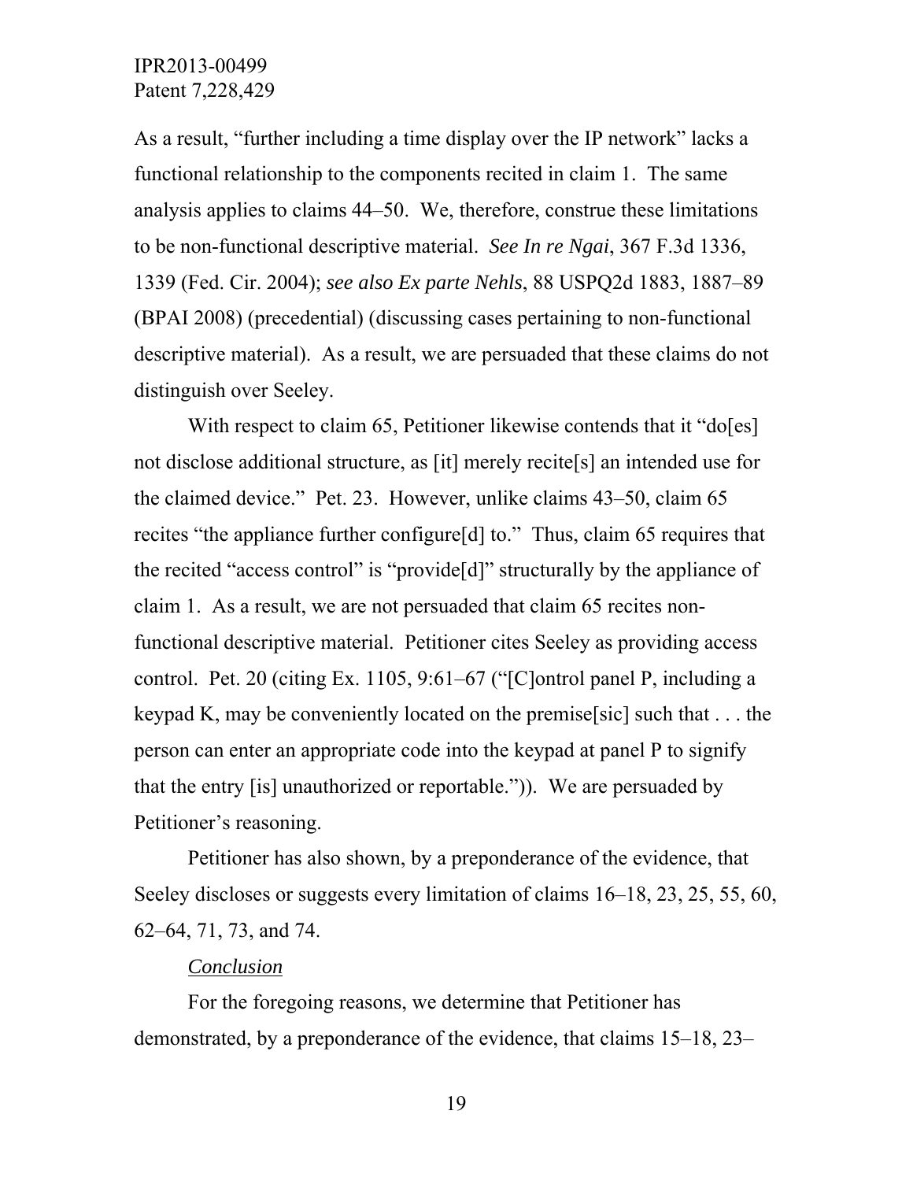As a result, "further including a time display over the IP network" lacks a functional relationship to the components recited in claim 1. The same analysis applies to claims 44–50. We, therefore, construe these limitations to be non-functional descriptive material. *See In re Ngai*, 367 F.3d 1336, 1339 (Fed. Cir. 2004); *see also Ex parte Nehls*, 88 USPQ2d 1883, 1887–89 (BPAI 2008) (precedential) (discussing cases pertaining to non-functional descriptive material). As a result, we are persuaded that these claims do not distinguish over Seeley.

With respect to claim 65, Petitioner likewise contends that it "do[es] not disclose additional structure, as [it] merely recite[s] an intended use for the claimed device." Pet. 23. However, unlike claims 43–50, claim 65 recites "the appliance further configure[d] to." Thus, claim 65 requires that the recited "access control" is "provide[d]" structurally by the appliance of claim 1. As a result, we are not persuaded that claim 65 recites non-functional descriptive material. Petitioner cites Seeley as providing access control. Pet. 20 (citing Ex. 1105, 9:61–67 ("[C]ontrol panel P, including a keypad K, may be conveniently located on the premise[sic] such that . . . the person can enter an appropriate code into the keypad at panel P to signify that the entry [is] unauthorized or reportable.")). We are persuaded by Petitioner's reasoning.

Petitioner has also shown, by a preponderance of the evidence, that Seeley discloses or suggests every limitation of claims 16–18, 23, 25, 55, 60, 62–64, 71, 73, and 74.

*Conclusion*

For the foregoing reasons, we determine that Petitioner has demonstrated, by a preponderance of the evidence, that claims 15–18, 23–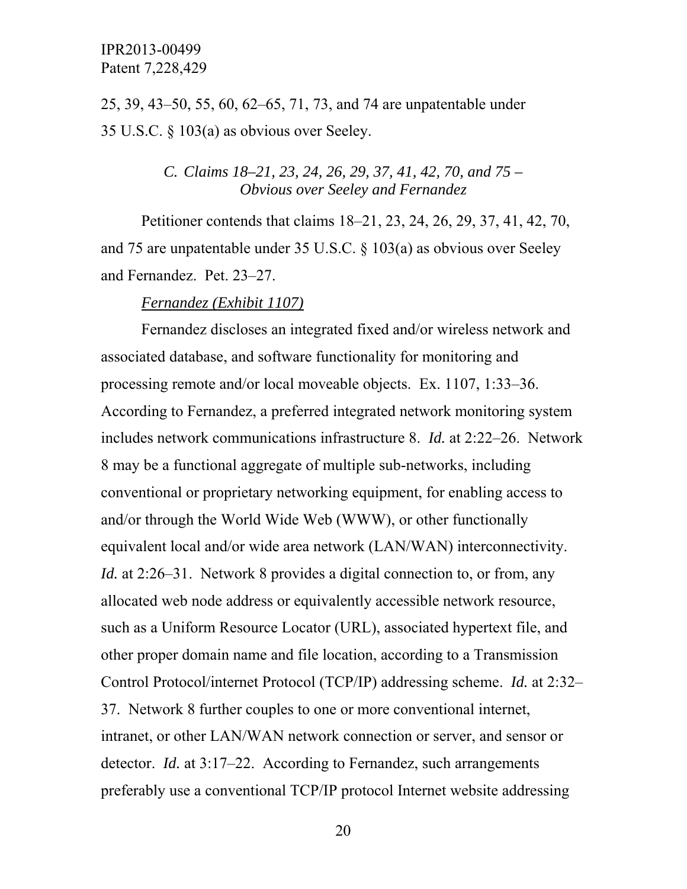25, 39, 43–50, 55, 60, 62–65, 71, 73, and 74 are unpatentable under 35 U.S.C. § 103(a) as obvious over Seeley.

### *C. Claims 18–21, 23, 24, 26, 29, 37, 41, 42, 70, and 75 – Obvious over Seeley and Fernandez*

Petitioner contends that claims 18–21, 23, 24, 26, 29, 37, 41, 42, 70, and 75 are unpatentable under 35 U.S.C. § 103(a) as obvious over Seeley and Fernandez. Pet. 23–27.

*Fernandez (Exhibit 1107)*

Fernandez discloses an integrated fixed and/or wireless network and associated database, and software functionality for monitoring and processing remote and/or local moveable objects. Ex. 1107, 1:33–36. According to Fernandez, a preferred integrated network monitoring system includes network communications infrastructure 8. *Id.* at 2:22–26. Network 8 may be a functional aggregate of multiple sub-networks, including conventional or proprietary networking equipment, for enabling access to and/or through the World Wide Web (WWW), or other functionally equivalent local and/or wide area network (LAN/WAN) interconnectivity. *Id.* at 2:26–31. Network 8 provides a digital connection to, or from, any allocated web node address or equivalently accessible network resource, such as a Uniform Resource Locator (URL), associated hypertext file, and other proper domain name and file location, according to a Transmission Control Protocol/internet Protocol (TCP/IP) addressing scheme. *Id.* at 2:32–37. Network 8 further couples to one or more conventional internet, intranet, or other LAN/WAN network connection or server, and sensor or detector. *Id.* at 3:17–22. According to Fernandez, such arrangements preferably use a conventional TCP/IP protocol Internet website addressing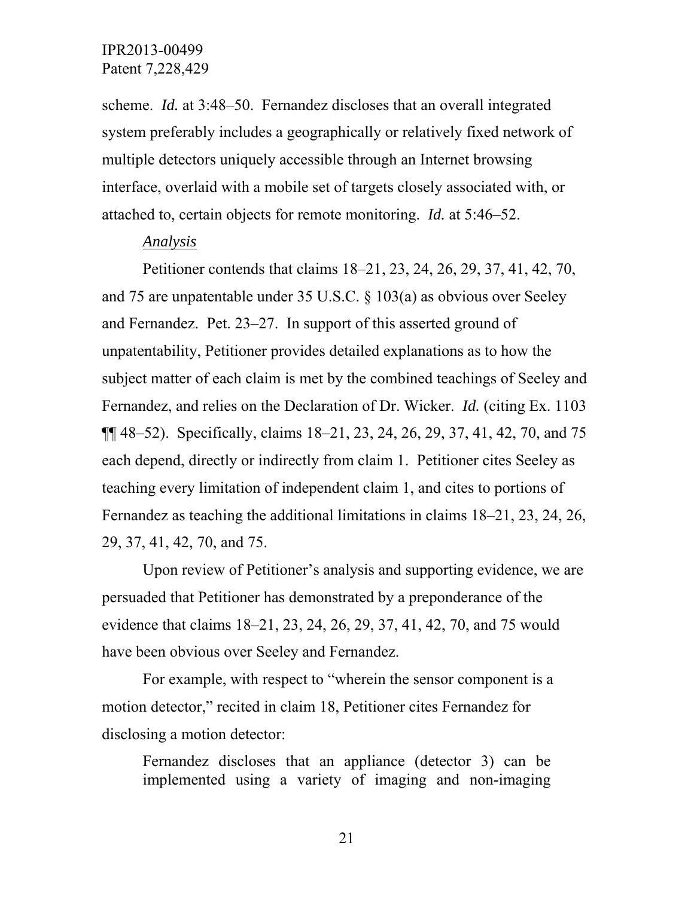scheme. *Id.* at 3:48–50. Fernandez discloses that an overall integrated system preferably includes a geographically or relatively fixed network of multiple detectors uniquely accessible through an Internet browsing interface, overlaid with a mobile set of targets closely associated with, or attached to, certain objects for remote monitoring. *Id.* at 5:46–52.

*Analysis*

Petitioner contends that claims 18–21, 23, 24, 26, 29, 37, 41, 42, 70, and 75 are unpatentable under 35 U.S.C. § 103(a) as obvious over Seeley and Fernandez. Pet. 23–27. In support of this asserted ground of unpatentability, Petitioner provides detailed explanations as to how the subject matter of each claim is met by the combined teachings of Seeley and Fernandez, and relies on the Declaration of Dr. Wicker. *Id.* (citing Ex. 1103 ¶¶ 48–52). Specifically, claims 18–21, 23, 24, 26, 29, 37, 41, 42, 70, and 75 each depend, directly or indirectly from claim 1. Petitioner cites Seeley as teaching every limitation of independent claim 1, and cites to portions of Fernandez as teaching the additional limitations in claims 18–21, 23, 24, 26, 29, 37, 41, 42, 70, and 75.

Upon review of Petitioner's analysis and supporting evidence, we are persuaded that Petitioner has demonstrated by a preponderance of the evidence that claims 18–21, 23, 24, 26, 29, 37, 41, 42, 70, and 75 would have been obvious over Seeley and Fernandez.

For example, with respect to "wherein the sensor component is a motion detector," recited in claim 18, Petitioner cites Fernandez for disclosing a motion detector:

> Fernandez discloses that an appliance (detector 3) can be implemented using a variety of imaging and non-imaging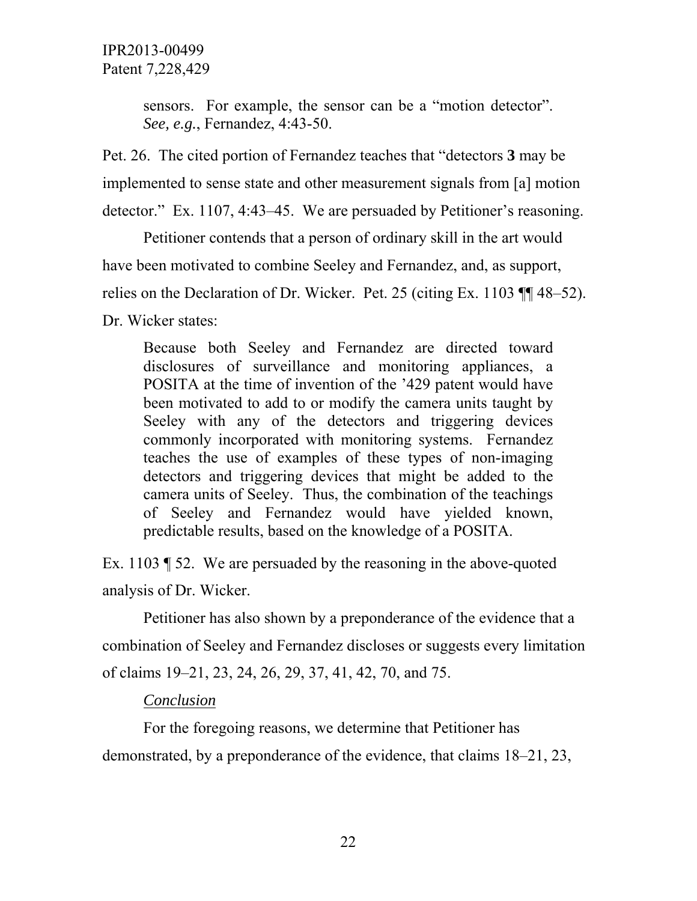> sensors. For example, the sensor can be a "motion detector". *See, e.g.*, Fernandez, 4:43-50.

Pet. 26. The cited portion of Fernandez teaches that "detectors **3** may be implemented to sense state and other measurement signals from [a] motion detector." Ex. 1107, 4:43–45. We are persuaded by Petitioner's reasoning.

Petitioner contends that a person of ordinary skill in the art would have been motivated to combine Seeley and Fernandez, and, as support, relies on the Declaration of Dr. Wicker. Pet. 25 (citing Ex. 1103 ¶¶ 48–52). Dr. Wicker states:

> Because both Seeley and Fernandez are directed toward disclosures of surveillance and monitoring appliances, a POSITA at the time of invention of the '429 patent would have been motivated to add to or modify the camera units taught by Seeley with any of the detectors and triggering devices commonly incorporated with monitoring systems. Fernandez teaches the use of examples of these types of non-imaging detectors and triggering devices that might be added to the camera units of Seeley. Thus, the combination of the teachings of Seeley and Fernandez would have yielded known, predictable results, based on the knowledge of a POSITA.

Ex. 1103 ¶ 52. We are persuaded by the reasoning in the above-quoted analysis of Dr. Wicker.

Petitioner has also shown by a preponderance of the evidence that a combination of Seeley and Fernandez discloses or suggests every limitation of claims 19–21, 23, 24, 26, 29, 37, 41, 42, 70, and 75.

*Conclusion*

For the foregoing reasons, we determine that Petitioner has demonstrated, by a preponderance of the evidence, that claims 18–21, 23,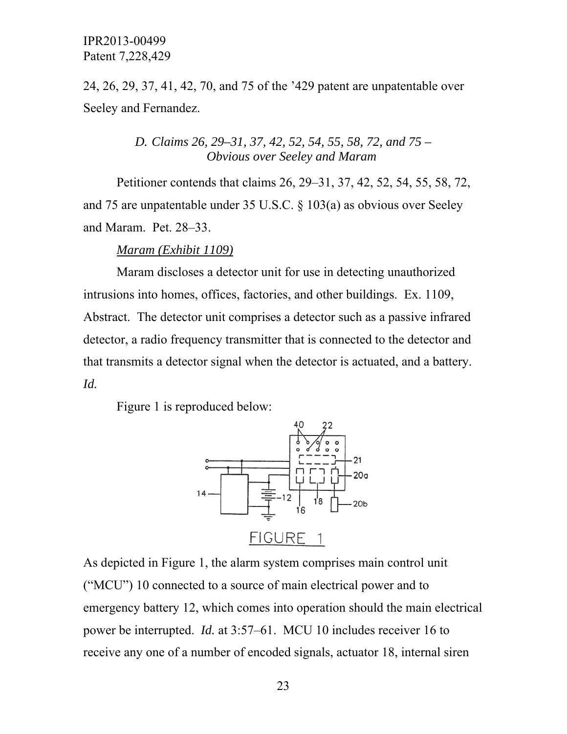24, 26, 29, 37, 41, 42, 70, and 75 of the '429 patent are unpatentable over Seeley and Fernandez.

### *D. Claims 26, 29–31, 37, 42, 52, 54, 55, 58, 72, and 75 – Obvious over Seeley and Maram*

Petitioner contends that claims 26, 29–31, 37, 42, 52, 54, 55, 58, 72, and 75 are unpatentable under 35 U.S.C. § 103(a) as obvious over Seeley and Maram. Pet. 28–33.

*Maram (Exhibit 1109)*

Maram discloses a detector unit for use in detecting unauthorized intrusions into homes, offices, factories, and other buildings. Ex. 1109, Abstract. The detector unit comprises a detector such as a passive infrared detector, a radio frequency transmitter that is connected to the detector and that transmits a detector signal when the detector is actuated, and a battery. *Id.*

Figure 1 is reproduced below:

FIGURE 1

As depicted in Figure 1, the alarm system comprises main control unit ("MCU") 10 connected to a source of main electrical power and to emergency battery 12, which comes into operation should the main electrical power be interrupted. *Id.* at 3:57–61. MCU 10 includes receiver 16 to receive any one of a number of encoded signals, actuator 18, internal siren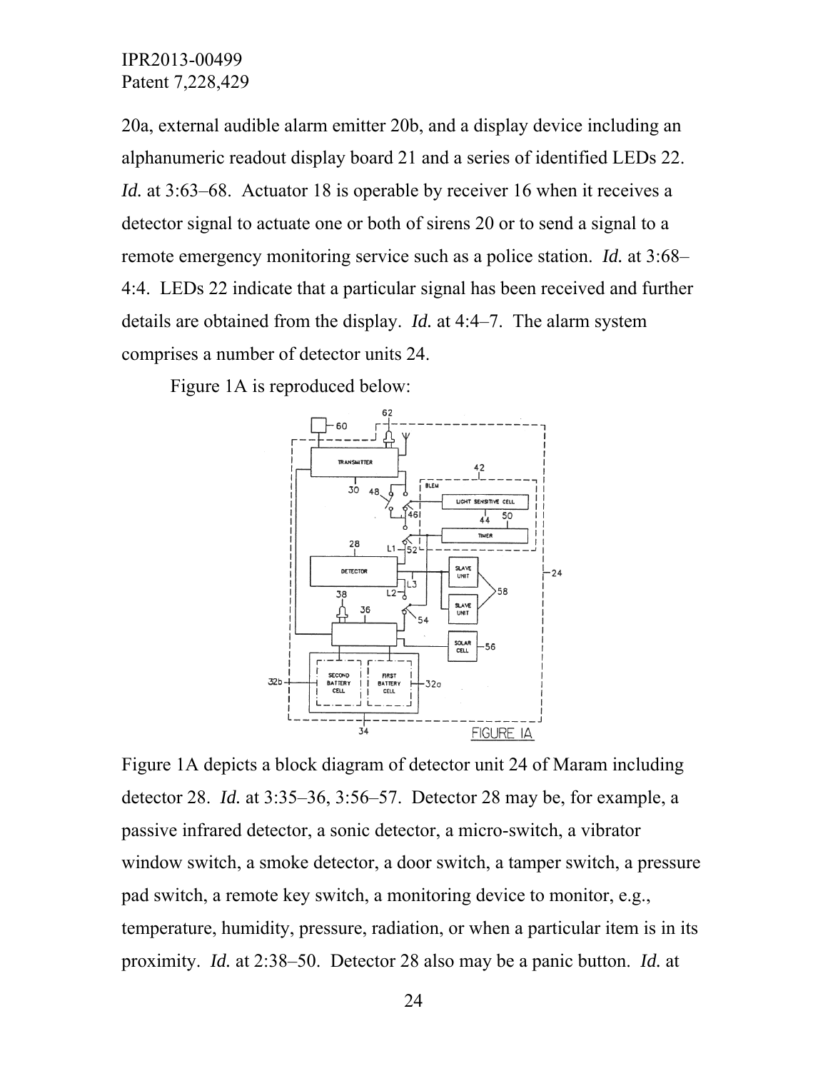20a, external audible alarm emitter 20b, and a display device including an alphanumeric readout display board 21 and a series of identified LEDs 22. *Id.* at 3:63–68. Actuator 18 is operable by receiver 16 when it receives a detector signal to actuate one or both of sirens 20 or to send a signal to a remote emergency monitoring service such as a police station. *Id.* at 3:68–4:4. LEDs 22 indicate that a particular signal has been received and further details are obtained from the display. *Id.* at 4:4–7. The alarm system comprises a number of detector units 24.

Figure 1A is reproduced below:

Figure 1A depicts a block diagram of detector unit 24 of Maram including detector 28. *Id.* at 3:35–36, 3:56–57. Detector 28 may be, for example, a passive infrared detector, a sonic detector, a micro-switch, a vibrator window switch, a smoke detector, a door switch, a tamper switch, a pressure pad switch, a remote key switch, a monitoring device to monitor, e.g., temperature, humidity, pressure, radiation, or when a particular item is in its proximity. *Id.* at 2:38–50. Detector 28 also may be a panic button. *Id.* at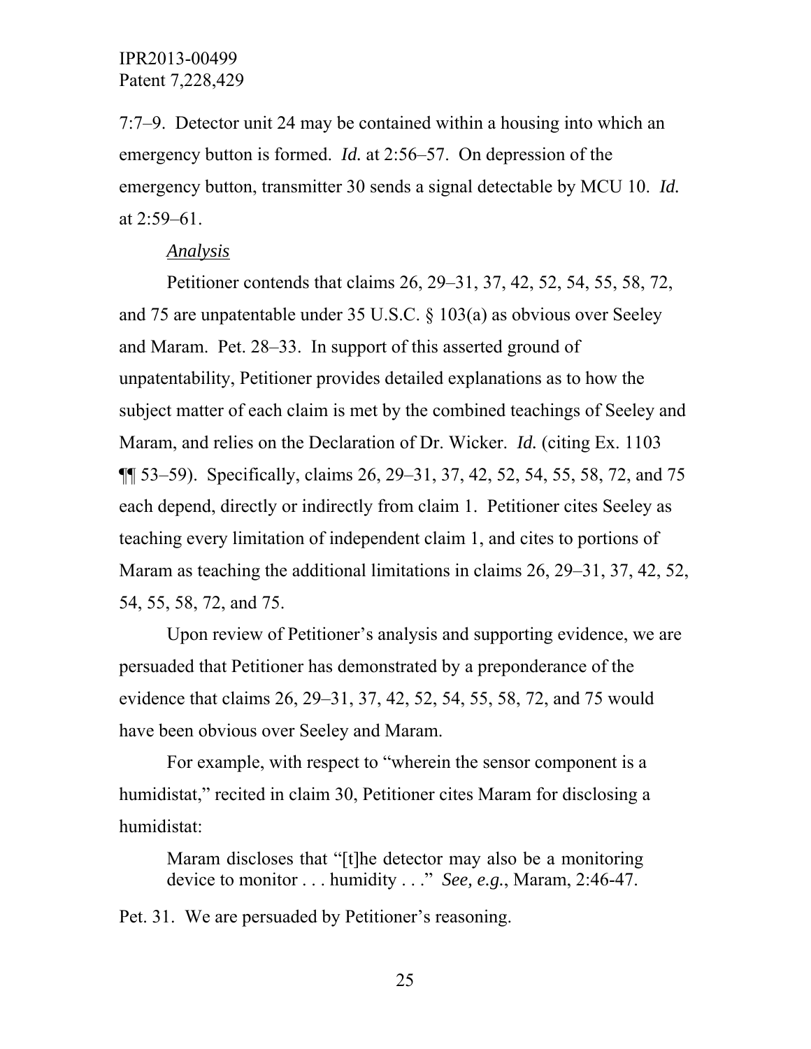7:7–9. Detector unit 24 may be contained within a housing into which an emergency button is formed. *Id.* at 2:56–57. On depression of the emergency button, transmitter 30 sends a signal detectable by MCU 10. *Id.* at 2:59–61.

*Analysis*

Petitioner contends that claims 26, 29–31, 37, 42, 52, 54, 55, 58, 72, and 75 are unpatentable under 35 U.S.C. § 103(a) as obvious over Seeley and Maram. Pet. 28–33. In support of this asserted ground of unpatentability, Petitioner provides detailed explanations as to how the subject matter of each claim is met by the combined teachings of Seeley and Maram, and relies on the Declaration of Dr. Wicker. *Id.* (citing Ex. 1103 ¶¶ 53–59). Specifically, claims 26, 29–31, 37, 42, 52, 54, 55, 58, 72, and 75 each depend, directly or indirectly from claim 1. Petitioner cites Seeley as teaching every limitation of independent claim 1, and cites to portions of Maram as teaching the additional limitations in claims 26, 29–31, 37, 42, 52, 54, 55, 58, 72, and 75.

Upon review of Petitioner's analysis and supporting evidence, we are persuaded that Petitioner has demonstrated by a preponderance of the evidence that claims 26, 29–31, 37, 42, 52, 54, 55, 58, 72, and 75 would have been obvious over Seeley and Maram.

For example, with respect to "wherein the sensor component is a humidistat," recited in claim 30, Petitioner cites Maram for disclosing a humidistat:

> Maram discloses that "[t]he detector may also be a monitoring device to monitor . . . humidity . . ." *See, e.g.*, Maram, 2:46-47.

Pet. 31. We are persuaded by Petitioner's reasoning.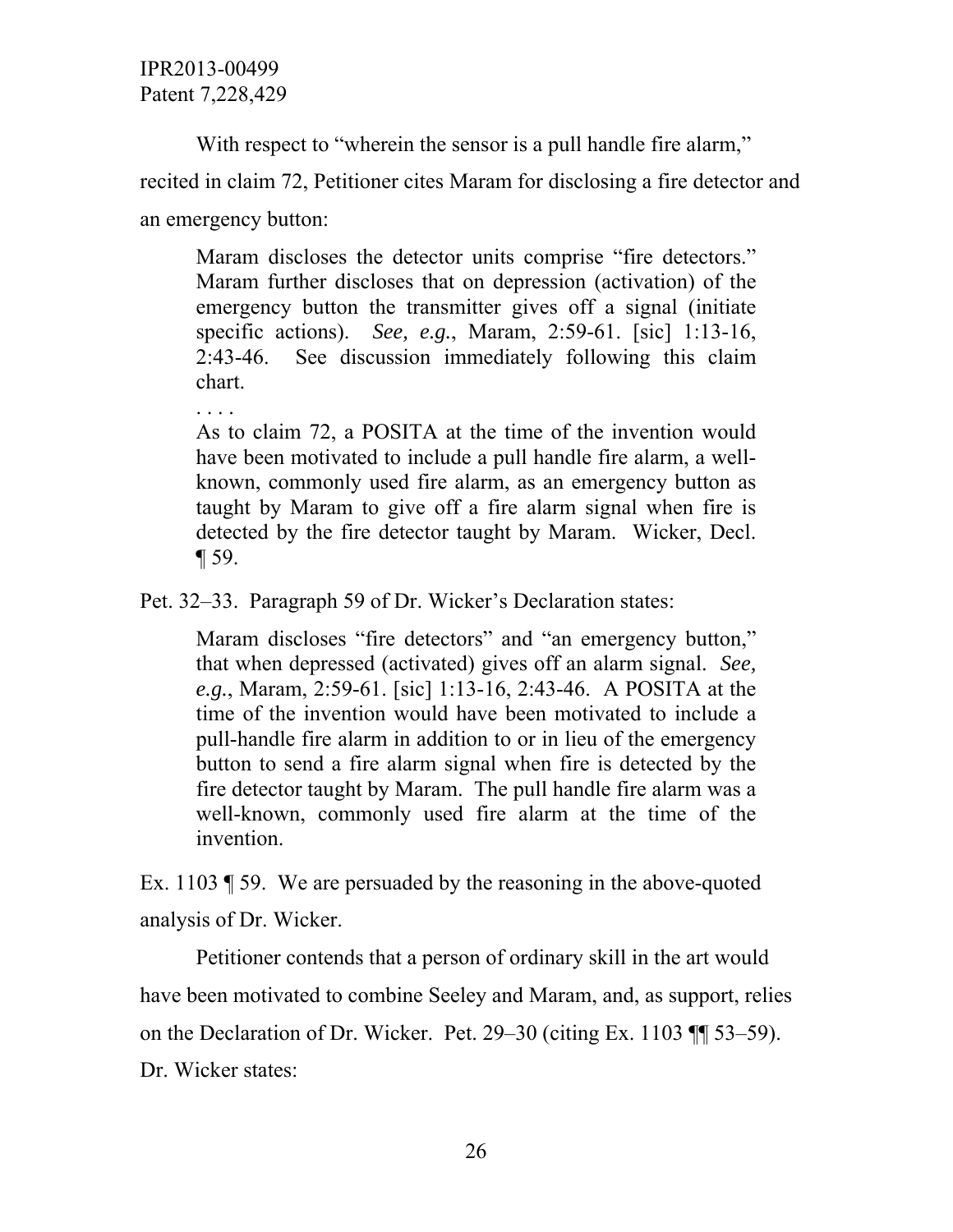With respect to "wherein the sensor is a pull handle fire alarm," recited in claim 72, Petitioner cites Maram for disclosing a fire detector and an emergency button:

> Maram discloses the detector units comprise "fire detectors." Maram further discloses that on depression (activation) of the emergency button the transmitter gives off a signal (initiate specific actions). *See, e.g.*, Maram, 2:59-61. [sic] 1:13-16, 2:43-46. See discussion immediately following this claim chart.
>
> . . . .
>
> As to claim 72, a POSITA at the time of the invention would have been motivated to include a pull handle fire alarm, a well-known, commonly used fire alarm, as an emergency button as taught by Maram to give off a fire alarm signal when fire is detected by the fire detector taught by Maram. Wicker, Decl. ¶ 59.

Pet. 32–33. Paragraph 59 of Dr. Wicker's Declaration states:

> Maram discloses "fire detectors" and "an emergency button," that when depressed (activated) gives off an alarm signal. *See, e.g.*, Maram, 2:59-61. [sic] 1:13-16, 2:43-46. A POSITA at the time of the invention would have been motivated to include a pull-handle fire alarm in addition to or in lieu of the emergency button to send a fire alarm signal when fire is detected by the fire detector taught by Maram. The pull handle fire alarm was a well-known, commonly used fire alarm at the time of the invention.

Ex. 1103 ¶ 59. We are persuaded by the reasoning in the above-quoted analysis of Dr. Wicker.

Petitioner contends that a person of ordinary skill in the art would have been motivated to combine Seeley and Maram, and, as support, relies on the Declaration of Dr. Wicker. Pet. 29–30 (citing Ex. 1103 ¶¶ 53–59). Dr. Wicker states: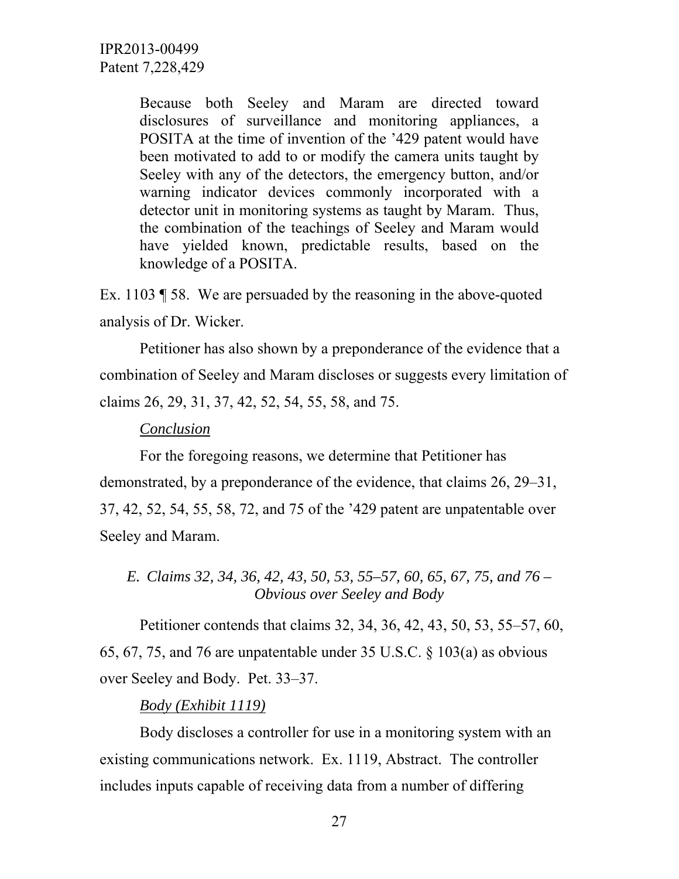> Because both Seeley and Maram are directed toward disclosures of surveillance and monitoring appliances, a POSITA at the time of invention of the '429 patent would have been motivated to add to or modify the camera units taught by Seeley with any of the detectors, the emergency button, and/or warning indicator devices commonly incorporated with a detector unit in monitoring systems as taught by Maram. Thus, the combination of the teachings of Seeley and Maram would have yielded known, predictable results, based on the knowledge of a POSITA.

Ex. 1103 ¶ 58. We are persuaded by the reasoning in the above-quoted analysis of Dr. Wicker.

Petitioner has also shown by a preponderance of the evidence that a combination of Seeley and Maram discloses or suggests every limitation of claims 26, 29, 31, 37, 42, 52, 54, 55, 58, and 75.

_Conclusion_

For the foregoing reasons, we determine that Petitioner has demonstrated, by a preponderance of the evidence, that claims 26, 29–31, 37, 42, 52, 54, 55, 58, 72, and 75 of the '429 patent are unpatentable over Seeley and Maram.

### *E. Claims 32, 34, 36, 42, 43, 50, 53, 55–57, 60, 65, 67, 75, and 76 – Obvious over Seeley and Body*

Petitioner contends that claims 32, 34, 36, 42, 43, 50, 53, 55–57, 60, 65, 67, 75, and 76 are unpatentable under 35 U.S.C. § 103(a) as obvious over Seeley and Body. Pet. 33–37.

_Body (Exhibit 1119)_

Body discloses a controller for use in a monitoring system with an existing communications network. Ex. 1119, Abstract. The controller includes inputs capable of receiving data from a number of differing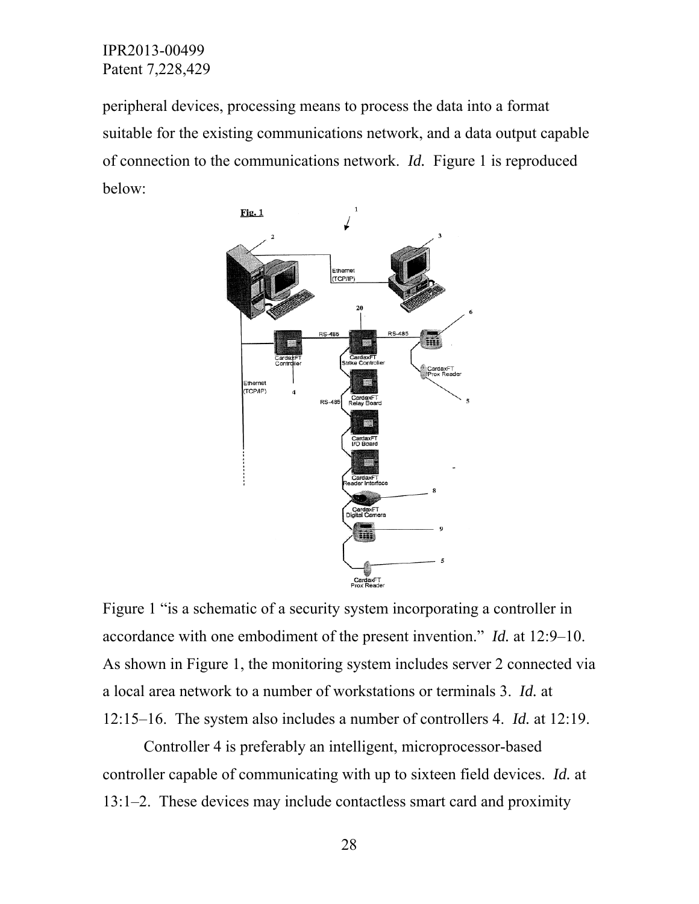peripheral devices, processing means to process the data into a format suitable for the existing communications network, and a data output capable of connection to the communications network. *Id.* Figure 1 is reproduced below:

Figure 1 "is a schematic of a security system incorporating a controller in accordance with one embodiment of the present invention." *Id.* at 12:9–10. As shown in Figure 1, the monitoring system includes server 2 connected via a local area network to a number of workstations or terminals 3. *Id.* at 12:15–16. The system also includes a number of controllers 4. *Id.* at 12:19.

Controller 4 is preferably an intelligent, microprocessor-based controller capable of communicating with up to sixteen field devices. *Id.* at 13:1–2. These devices may include contactless smart card and proximity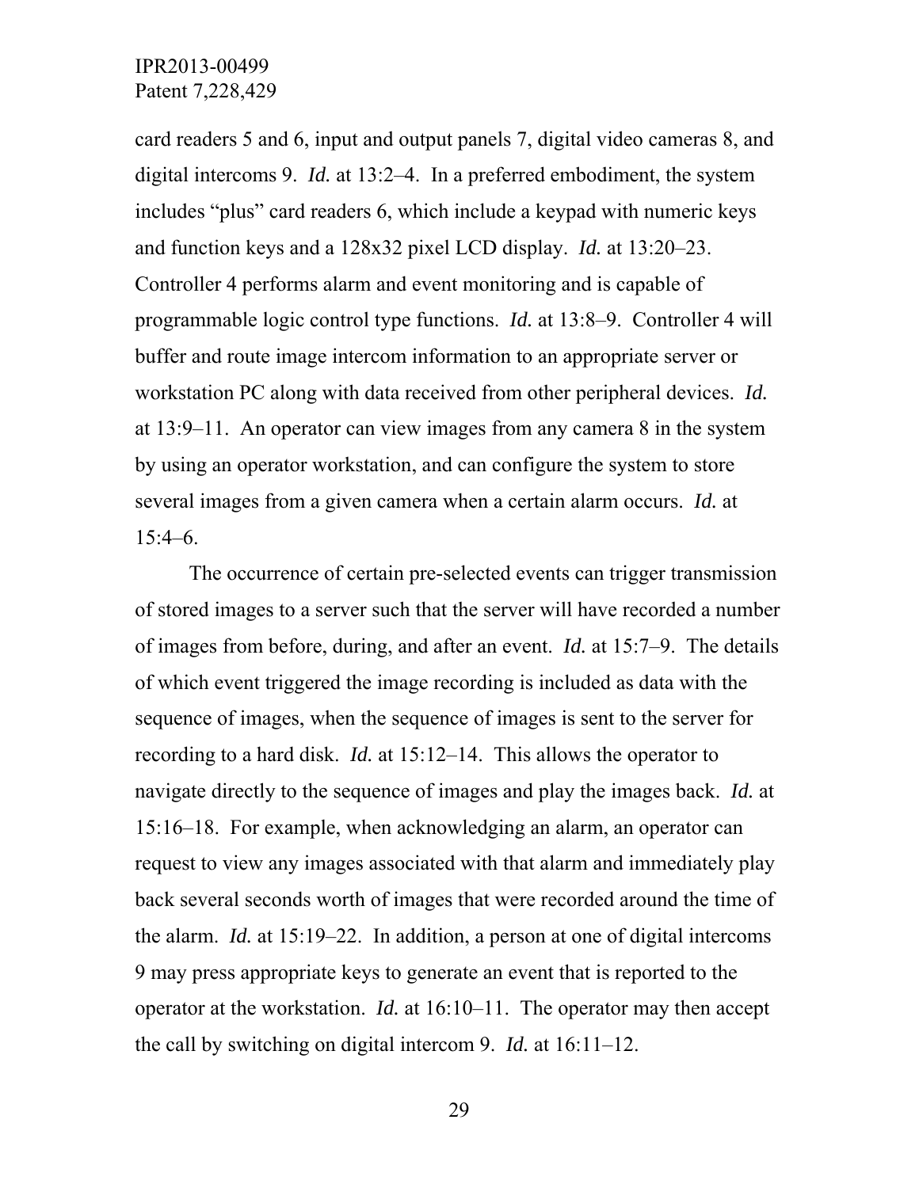card readers 5 and 6, input and output panels 7, digital video cameras 8, and digital intercoms 9. *Id.* at 13:2–4. In a preferred embodiment, the system includes "plus" card readers 6, which include a keypad with numeric keys and function keys and a 128x32 pixel LCD display. *Id.* at 13:20–23. Controller 4 performs alarm and event monitoring and is capable of programmable logic control type functions. *Id.* at 13:8–9. Controller 4 will buffer and route image intercom information to an appropriate server or workstation PC along with data received from other peripheral devices. *Id.* at 13:9–11. An operator can view images from any camera 8 in the system by using an operator workstation, and can configure the system to store several images from a given camera when a certain alarm occurs. *Id.* at 15:4–6.

The occurrence of certain pre-selected events can trigger transmission of stored images to a server such that the server will have recorded a number of images from before, during, and after an event. *Id.* at 15:7–9. The details of which event triggered the image recording is included as data with the sequence of images, when the sequence of images is sent to the server for recording to a hard disk. *Id.* at 15:12–14. This allows the operator to navigate directly to the sequence of images and play the images back. *Id.* at 15:16–18. For example, when acknowledging an alarm, an operator can request to view any images associated with that alarm and immediately play back several seconds worth of images that were recorded around the time of the alarm. *Id.* at 15:19–22. In addition, a person at one of digital intercoms 9 may press appropriate keys to generate an event that is reported to the operator at the workstation. *Id.* at 16:10–11. The operator may then accept the call by switching on digital intercom 9. *Id.* at 16:11–12.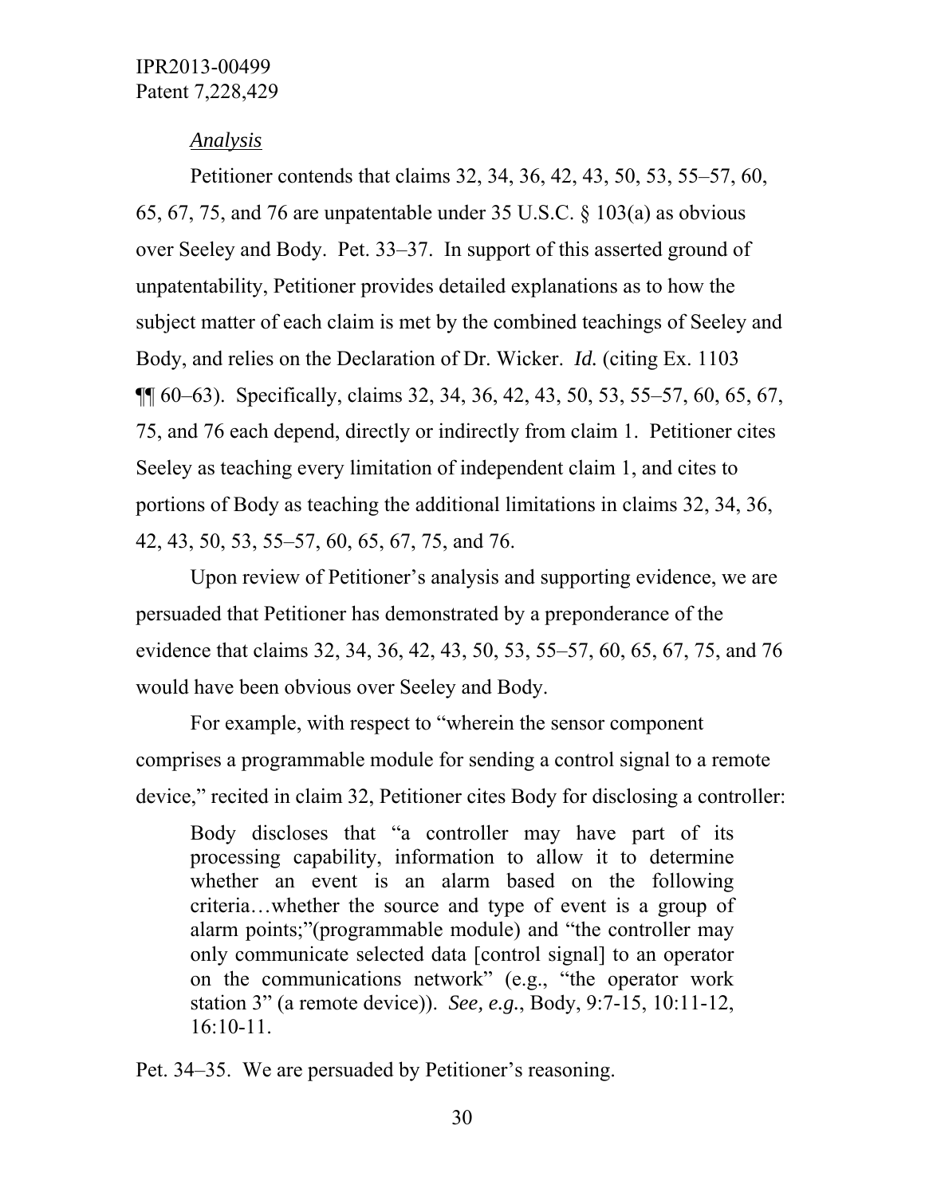*Analysis*

Petitioner contends that claims 32, 34, 36, 42, 43, 50, 53, 55–57, 60, 65, 67, 75, and 76 are unpatentable under 35 U.S.C. § 103(a) as obvious over Seeley and Body. Pet. 33–37. In support of this asserted ground of unpatentability, Petitioner provides detailed explanations as to how the subject matter of each claim is met by the combined teachings of Seeley and Body, and relies on the Declaration of Dr. Wicker. *Id.* (citing Ex. 1103 ¶¶ 60–63). Specifically, claims 32, 34, 36, 42, 43, 50, 53, 55–57, 60, 65, 67, 75, and 76 each depend, directly or indirectly from claim 1. Petitioner cites Seeley as teaching every limitation of independent claim 1, and cites to portions of Body as teaching the additional limitations in claims 32, 34, 36, 42, 43, 50, 53, 55–57, 60, 65, 67, 75, and 76.

Upon review of Petitioner's analysis and supporting evidence, we are persuaded that Petitioner has demonstrated by a preponderance of the evidence that claims 32, 34, 36, 42, 43, 50, 53, 55–57, 60, 65, 67, 75, and 76 would have been obvious over Seeley and Body.

For example, with respect to "wherein the sensor component comprises a programmable module for sending a control signal to a remote device," recited in claim 32, Petitioner cites Body for disclosing a controller:

> Body discloses that "a controller may have part of its processing capability, information to allow it to determine whether an event is an alarm based on the following criteria…whether the source and type of event is a group of alarm points;"(programmable module) and "the controller may only communicate selected data [control signal] to an operator on the communications network" (e.g., "the operator work station 3" (a remote device)). *See, e.g.*, Body, 9:7-15, 10:11-12, 16:10-11.

Pet. 34–35. We are persuaded by Petitioner's reasoning.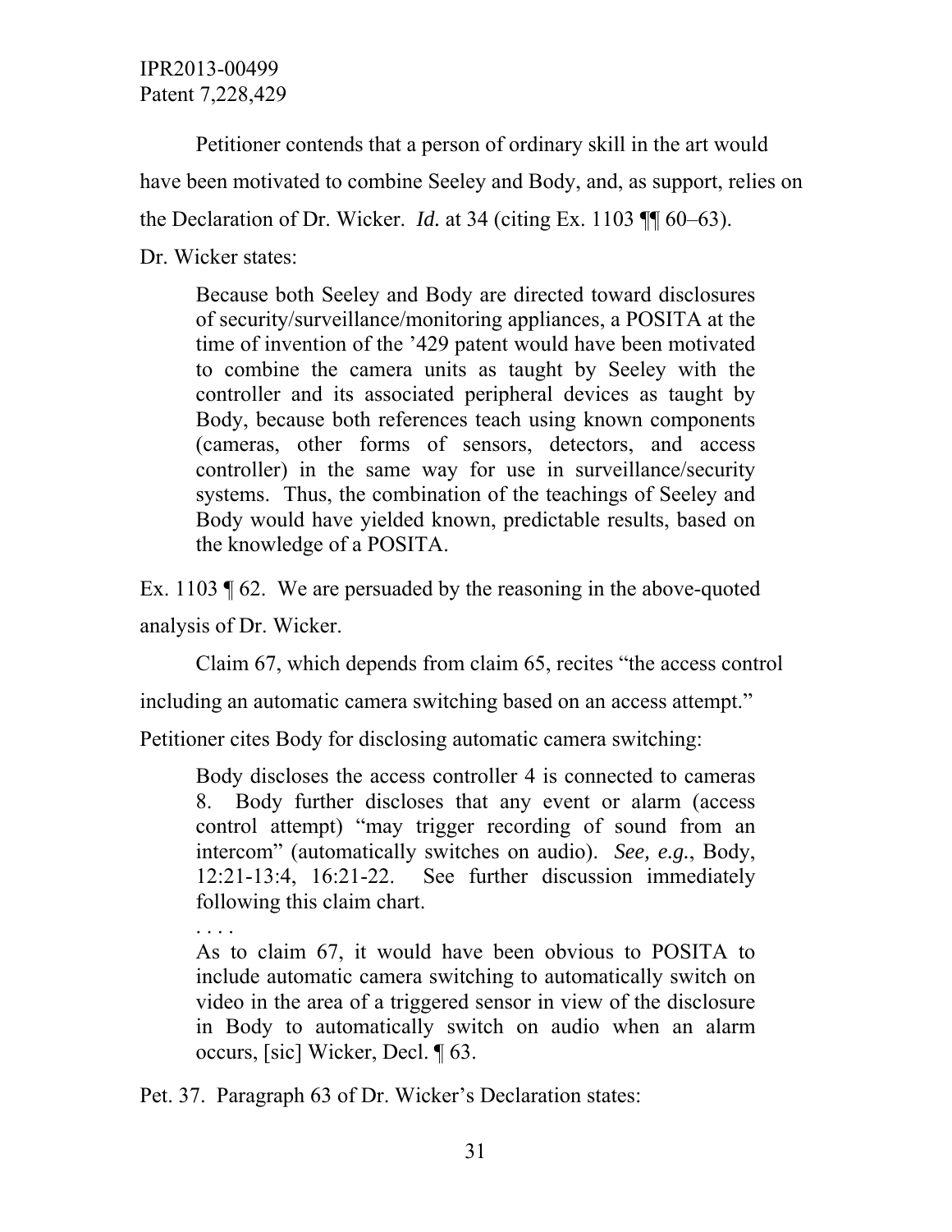Petitioner contends that a person of ordinary skill in the art would have been motivated to combine Seeley and Body, and, as support, relies on the Declaration of Dr. Wicker. *Id.* at 34 (citing Ex. 1103 ¶¶ 60–63).

Dr. Wicker states:

> Because both Seeley and Body are directed toward disclosures of security/surveillance/monitoring appliances, a POSITA at the time of invention of the '429 patent would have been motivated to combine the camera units as taught by Seeley with the controller and its associated peripheral devices as taught by Body, because both references teach using known components (cameras, other forms of sensors, detectors, and access controller) in the same way for use in surveillance/security systems. Thus, the combination of the teachings of Seeley and Body would have yielded known, predictable results, based on the knowledge of a POSITA.

Ex. 1103 ¶ 62. We are persuaded by the reasoning in the above-quoted analysis of Dr. Wicker.

Claim 67, which depends from claim 65, recites "the access control including an automatic camera switching based on an access attempt." Petitioner cites Body for disclosing automatic camera switching:

> Body discloses the access controller 4 is connected to cameras 8. Body further discloses that any event or alarm (access control attempt) "may trigger recording of sound from an intercom" (automatically switches on audio). *See, e.g.*, Body, 12:21-13:4, 16:21-22. See further discussion immediately following this claim chart.
>
> . . . .
>
> As to claim 67, it would have been obvious to POSITA to include automatic camera switching to automatically switch on video in the area of a triggered sensor in view of the disclosure in Body to automatically switch on audio when an alarm occurs, [sic] Wicker, Decl. ¶ 63.

Pet. 37. Paragraph 63 of Dr. Wicker's Declaration states: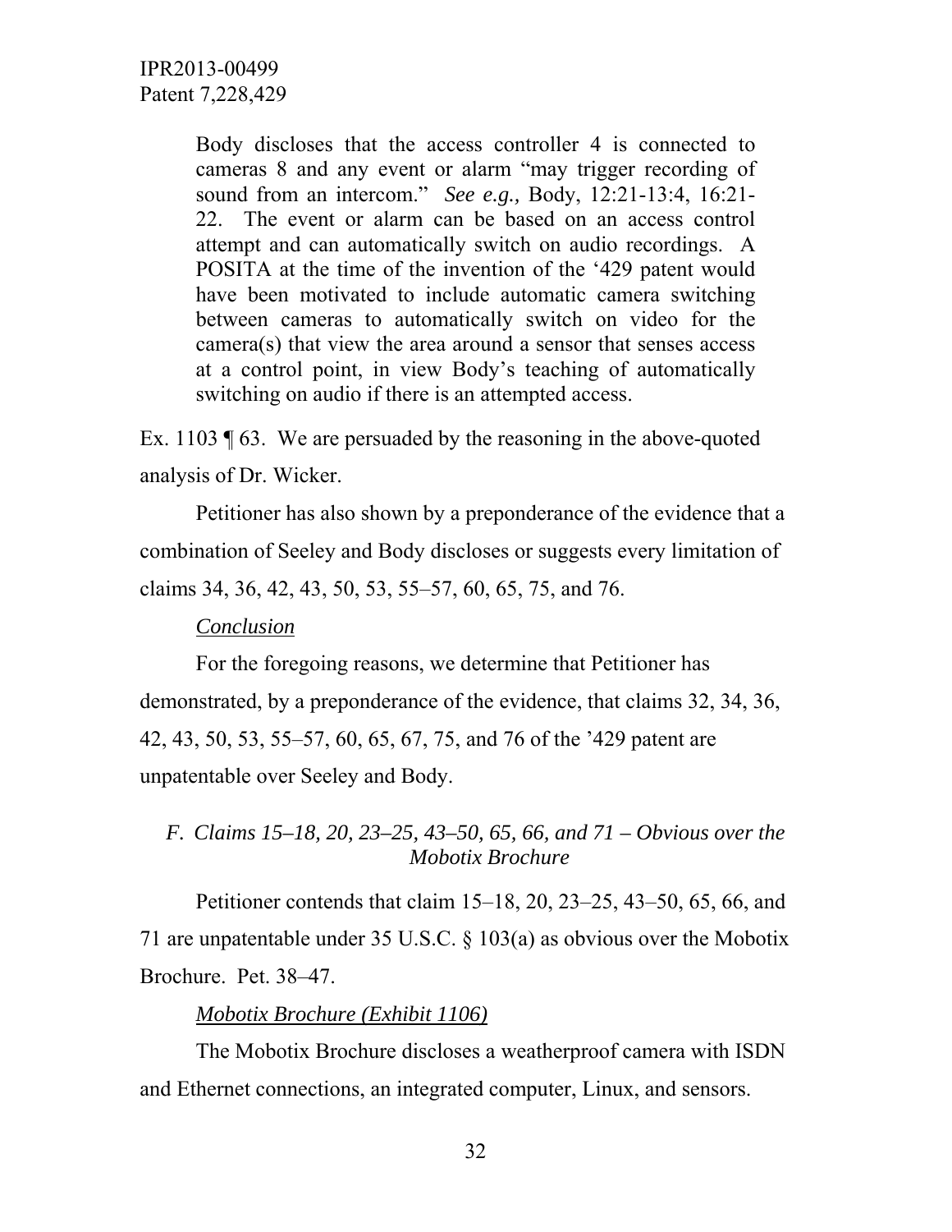> Body discloses that the access controller 4 is connected to cameras 8 and any event or alarm "may trigger recording of sound from an intercom." *See e.g.,* Body, 12:21-13:4, 16:21-22. The event or alarm can be based on an access control attempt and can automatically switch on audio recordings. A POSITA at the time of the invention of the '429 patent would have been motivated to include automatic camera switching between cameras to automatically switch on video for the camera(s) that view the area around a sensor that senses access at a control point, in view Body's teaching of automatically switching on audio if there is an attempted access.

Ex. 1103 ¶ 63. We are persuaded by the reasoning in the above-quoted analysis of Dr. Wicker.

Petitioner has also shown by a preponderance of the evidence that a combination of Seeley and Body discloses or suggests every limitation of claims 34, 36, 42, 43, 50, 53, 55–57, 60, 65, 75, and 76.

*Conclusion*

For the foregoing reasons, we determine that Petitioner has demonstrated, by a preponderance of the evidence, that claims 32, 34, 36, 42, 43, 50, 53, 55–57, 60, 65, 67, 75, and 76 of the '429 patent are unpatentable over Seeley and Body.

### *F. Claims 15–18, 20, 23–25, 43–50, 65, 66, and 71 – Obvious over the Mobotix Brochure*

Petitioner contends that claim 15–18, 20, 23–25, 43–50, 65, 66, and 71 are unpatentable under 35 U.S.C. § 103(a) as obvious over the Mobotix Brochure. Pet. 38–47.

*Mobotix Brochure (Exhibit 1106)*

The Mobotix Brochure discloses a weatherproof camera with ISDN and Ethernet connections, an integrated computer, Linux, and sensors.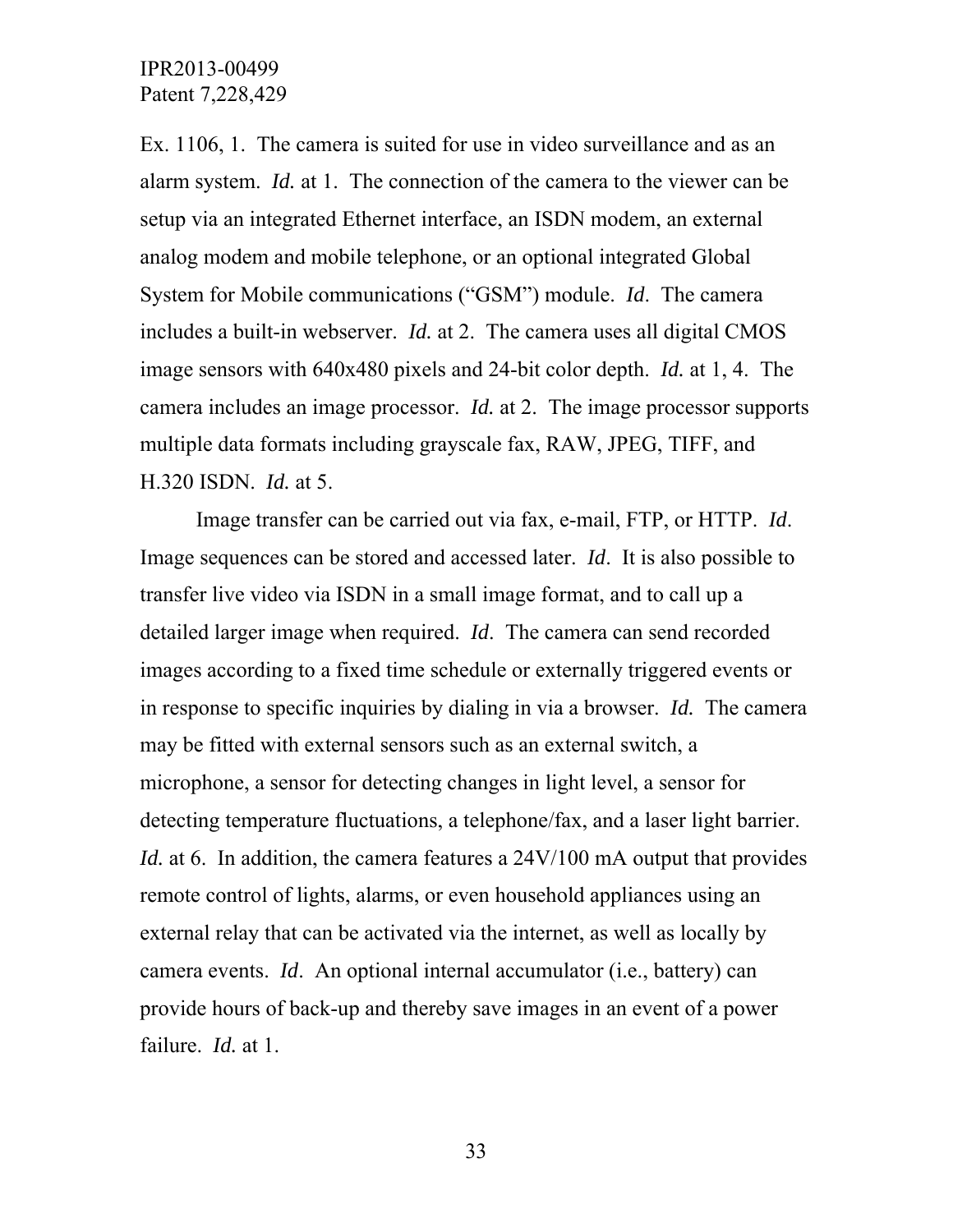Ex. 1106, 1. The camera is suited for use in video surveillance and as an alarm system. *Id.* at 1. The connection of the camera to the viewer can be setup via an integrated Ethernet interface, an ISDN modem, an external analog modem and mobile telephone, or an optional integrated Global System for Mobile communications ("GSM") module. *Id*. The camera includes a built-in webserver. *Id.* at 2. The camera uses all digital CMOS image sensors with 640x480 pixels and 24-bit color depth. *Id.* at 1, 4. The camera includes an image processor. *Id.* at 2. The image processor supports multiple data formats including grayscale fax, RAW, JPEG, TIFF, and H.320 ISDN. *Id.* at 5.

Image transfer can be carried out via fax, e-mail, FTP, or HTTP. *Id*. Image sequences can be stored and accessed later. *Id*. It is also possible to transfer live video via ISDN in a small image format, and to call up a detailed larger image when required. *Id*. The camera can send recorded images according to a fixed time schedule or externally triggered events or in response to specific inquiries by dialing in via a browser. *Id.* The camera may be fitted with external sensors such as an external switch, a microphone, a sensor for detecting changes in light level, a sensor for detecting temperature fluctuations, a telephone/fax, and a laser light barrier. *Id.* at 6. In addition, the camera features a 24V/100 mA output that provides remote control of lights, alarms, or even household appliances using an external relay that can be activated via the internet, as well as locally by camera events. *Id*. An optional internal accumulator (i.e., battery) can provide hours of back-up and thereby save images in an event of a power failure. *Id.* at 1.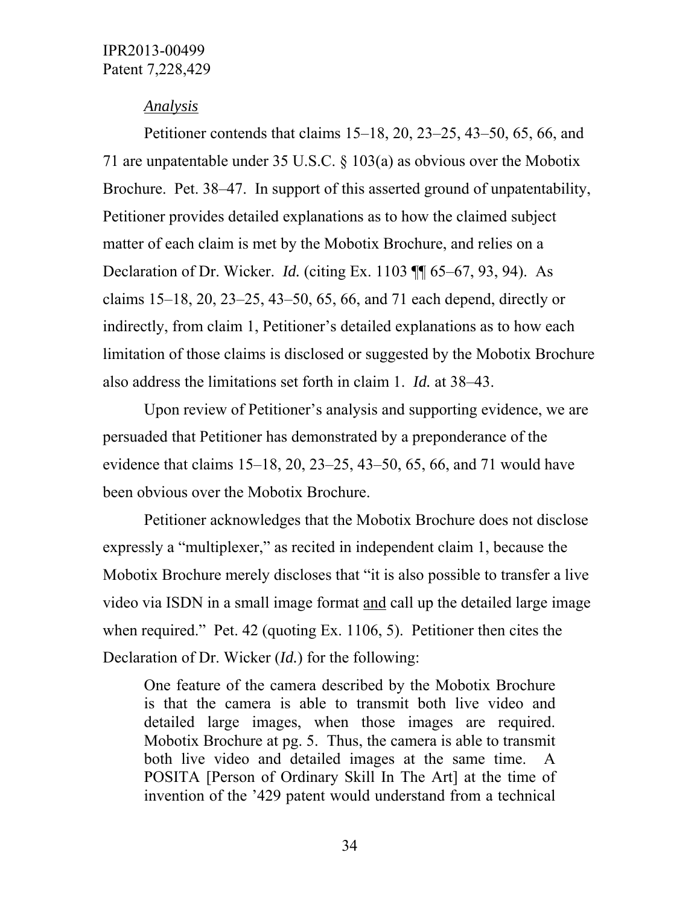*Analysis*

Petitioner contends that claims 15–18, 20, 23–25, 43–50, 65, 66, and 71 are unpatentable under 35 U.S.C. § 103(a) as obvious over the Mobotix Brochure. Pet. 38–47. In support of this asserted ground of unpatentability, Petitioner provides detailed explanations as to how the claimed subject matter of each claim is met by the Mobotix Brochure, and relies on a Declaration of Dr. Wicker. *Id.* (citing Ex. 1103 ¶¶ 65–67, 93, 94). As claims 15–18, 20, 23–25, 43–50, 65, 66, and 71 each depend, directly or indirectly, from claim 1, Petitioner's detailed explanations as to how each limitation of those claims is disclosed or suggested by the Mobotix Brochure also address the limitations set forth in claim 1. *Id.* at 38–43.

Upon review of Petitioner's analysis and supporting evidence, we are persuaded that Petitioner has demonstrated by a preponderance of the evidence that claims 15–18, 20, 23–25, 43–50, 65, 66, and 71 would have been obvious over the Mobotix Brochure.

Petitioner acknowledges that the Mobotix Brochure does not disclose expressly a "multiplexer," as recited in independent claim 1, because the Mobotix Brochure merely discloses that "it is also possible to transfer a live video via ISDN in a small image format <u>and</u> call up the detailed large image when required." Pet. 42 (quoting Ex. 1106, 5). Petitioner then cites the Declaration of Dr. Wicker (*Id.*) for the following:

> One feature of the camera described by the Mobotix Brochure is that the camera is able to transmit both live video and detailed large images, when those images are required. Mobotix Brochure at pg. 5. Thus, the camera is able to transmit both live video and detailed images at the same time. A POSITA [Person of Ordinary Skill In The Art] at the time of invention of the '429 patent would understand from a technical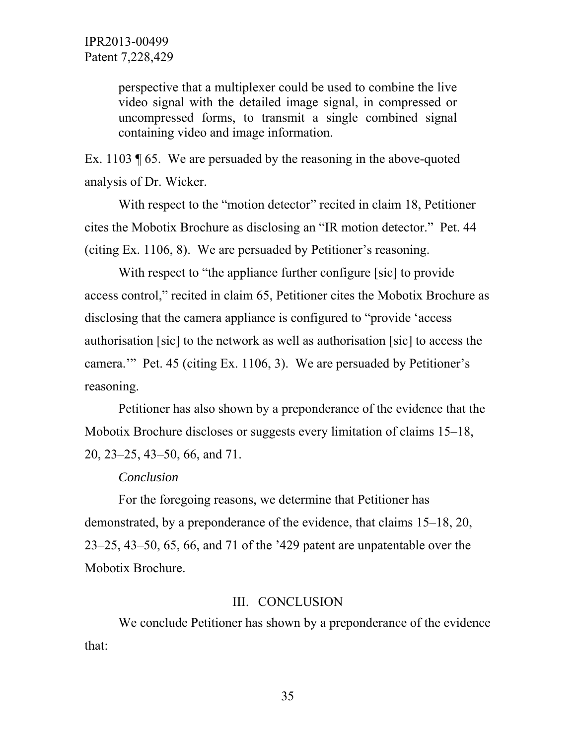> perspective that a multiplexer could be used to combine the live video signal with the detailed image signal, in compressed or uncompressed forms, to transmit a single combined signal containing video and image information.

Ex. 1103 ¶ 65. We are persuaded by the reasoning in the above-quoted analysis of Dr. Wicker.

With respect to the "motion detector" recited in claim 18, Petitioner cites the Mobotix Brochure as disclosing an "IR motion detector." Pet. 44 (citing Ex. 1106, 8). We are persuaded by Petitioner's reasoning.

With respect to "the appliance further configure [sic] to provide access control," recited in claim 65, Petitioner cites the Mobotix Brochure as disclosing that the camera appliance is configured to "provide 'access authorisation [sic] to the network as well as authorisation [sic] to access the camera.'" Pet. 45 (citing Ex. 1106, 3). We are persuaded by Petitioner's reasoning.

Petitioner has also shown by a preponderance of the evidence that the Mobotix Brochure discloses or suggests every limitation of claims 15–18, 20, 23–25, 43–50, 66, and 71.

*Conclusion*

For the foregoing reasons, we determine that Petitioner has demonstrated, by a preponderance of the evidence, that claims 15–18, 20, 23–25, 43–50, 65, 66, and 71 of the '429 patent are unpatentable over the Mobotix Brochure.

## III. CONCLUSION

We conclude Petitioner has shown by a preponderance of the evidence that: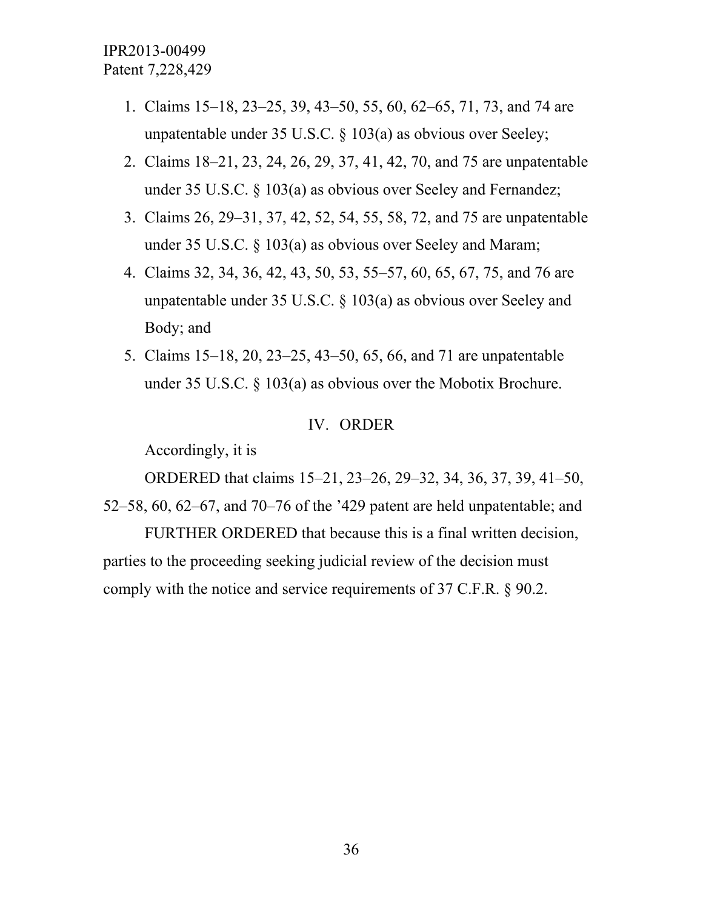1. Claims 15–18, 23–25, 39, 43–50, 55, 60, 62–65, 71, 73, and 74 are unpatentable under 35 U.S.C. § 103(a) as obvious over Seeley;
2. Claims 18–21, 23, 24, 26, 29, 37, 41, 42, 70, and 75 are unpatentable under 35 U.S.C. § 103(a) as obvious over Seeley and Fernandez;
3. Claims 26, 29–31, 37, 42, 52, 54, 55, 58, 72, and 75 are unpatentable under 35 U.S.C. § 103(a) as obvious over Seeley and Maram;
4. Claims 32, 34, 36, 42, 43, 50, 53, 55–57, 60, 65, 67, 75, and 76 are unpatentable under 35 U.S.C. § 103(a) as obvious over Seeley and Body; and
5. Claims 15–18, 20, 23–25, 43–50, 65, 66, and 71 are unpatentable under 35 U.S.C. § 103(a) as obvious over the Mobotix Brochure.

## IV. ORDER

Accordingly, it is

ORDERED that claims 15–21, 23–26, 29–32, 34, 36, 37, 39, 41–50, 52–58, 60, 62–67, and 70–76 of the '429 patent are held unpatentable; and

FURTHER ORDERED that because this is a final written decision, parties to the proceeding seeking judicial review of the decision must comply with the notice and service requirements of 37 C.F.R. § 90.2.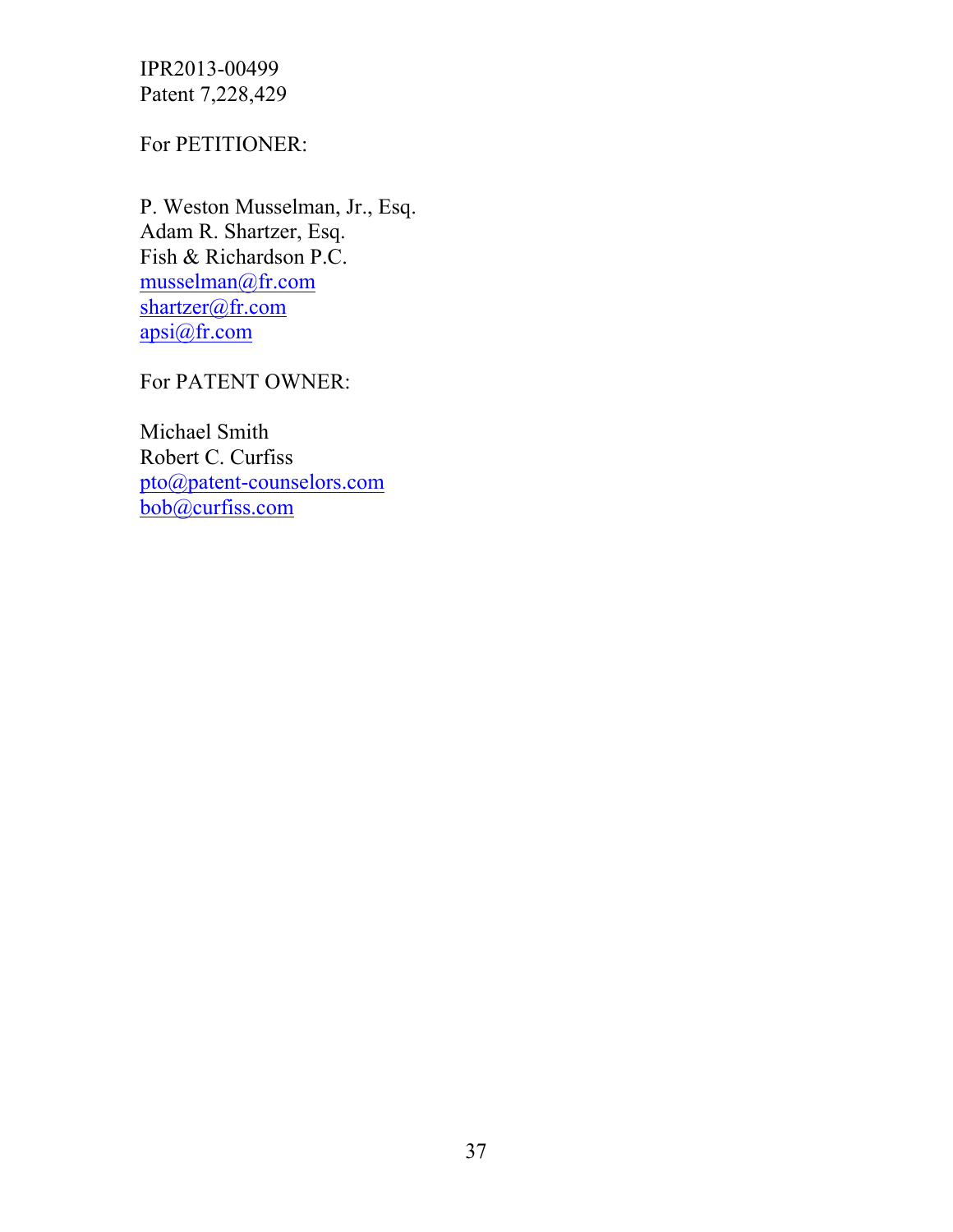For PETITIONER:

P. Weston Musselman, Jr., Esq.
Adam R. Shartzer, Esq.
Fish & Richardson P.C.
musselman@fr.com
shartzer@fr.com
apsi@fr.com

For PATENT OWNER:

Michael Smith
Robert C. Curfiss
pto@patent-counselors.com
bob@curfiss.com